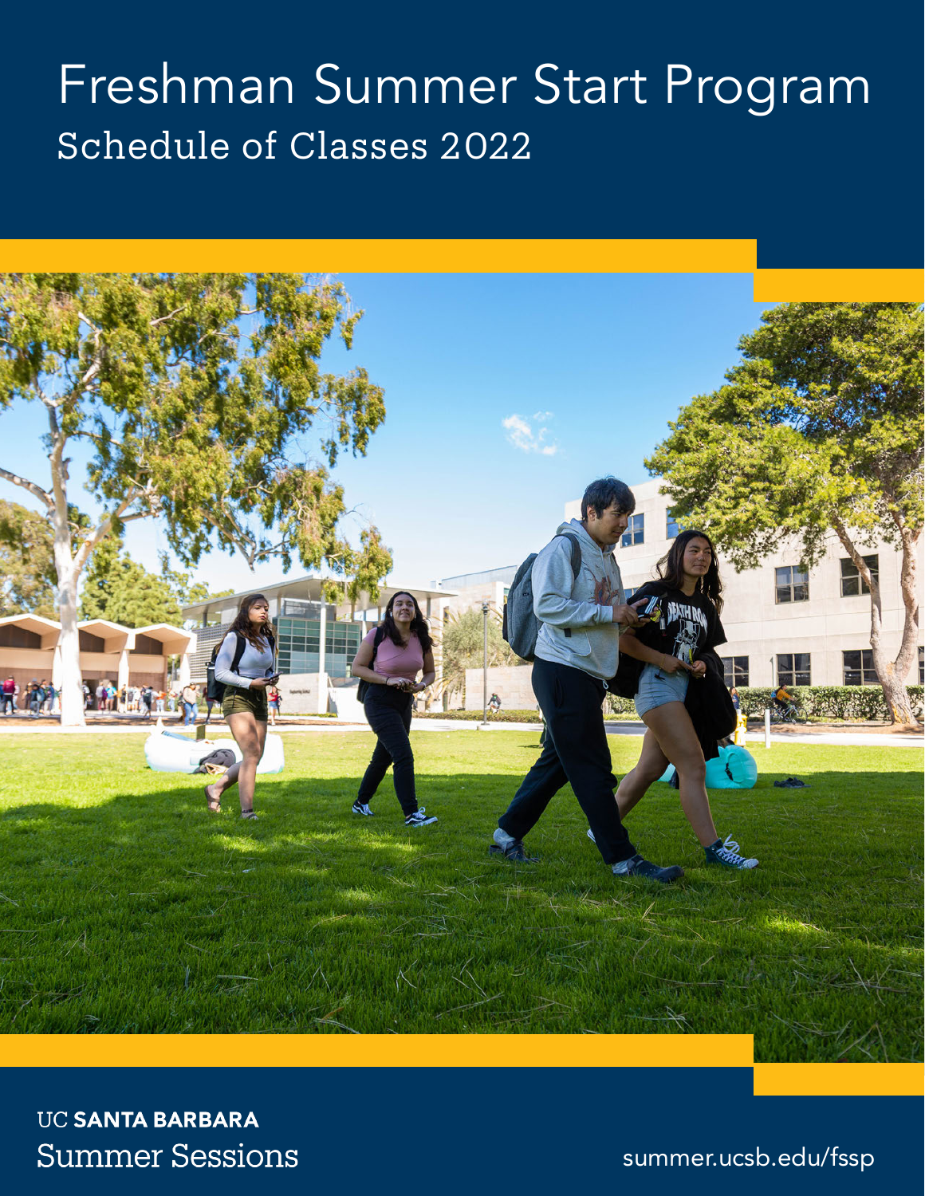# Freshman Summer Start Program

## Schedule of Classes 2022

UC SANTA BARBARA

Summer Sessions

summer.ucsb.edu/fssp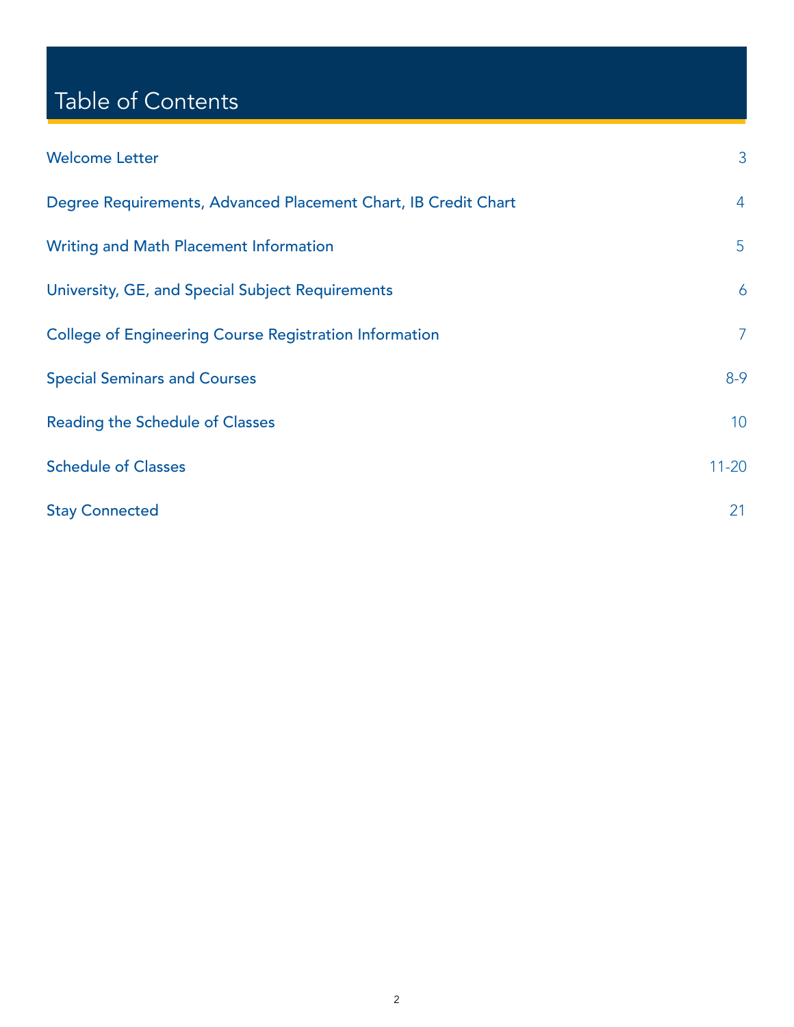# Table of Contents

| Section | Page |
| --- | --- |
| Welcome Letter | 3 |
| Degree Requirements, Advanced Placement Chart, IB Credit Chart | 4 |
| Writing and Math Placement Information | 5 |
| University, GE, and Special Subject Requirements | 6 |
| College of Engineering Course Registration Information | 7 |
| Special Seminars and Courses | 8-9 |
| Reading the Schedule of Classes | 10 |
| Schedule of Classes | 11-20 |
| Stay Connected | 21 |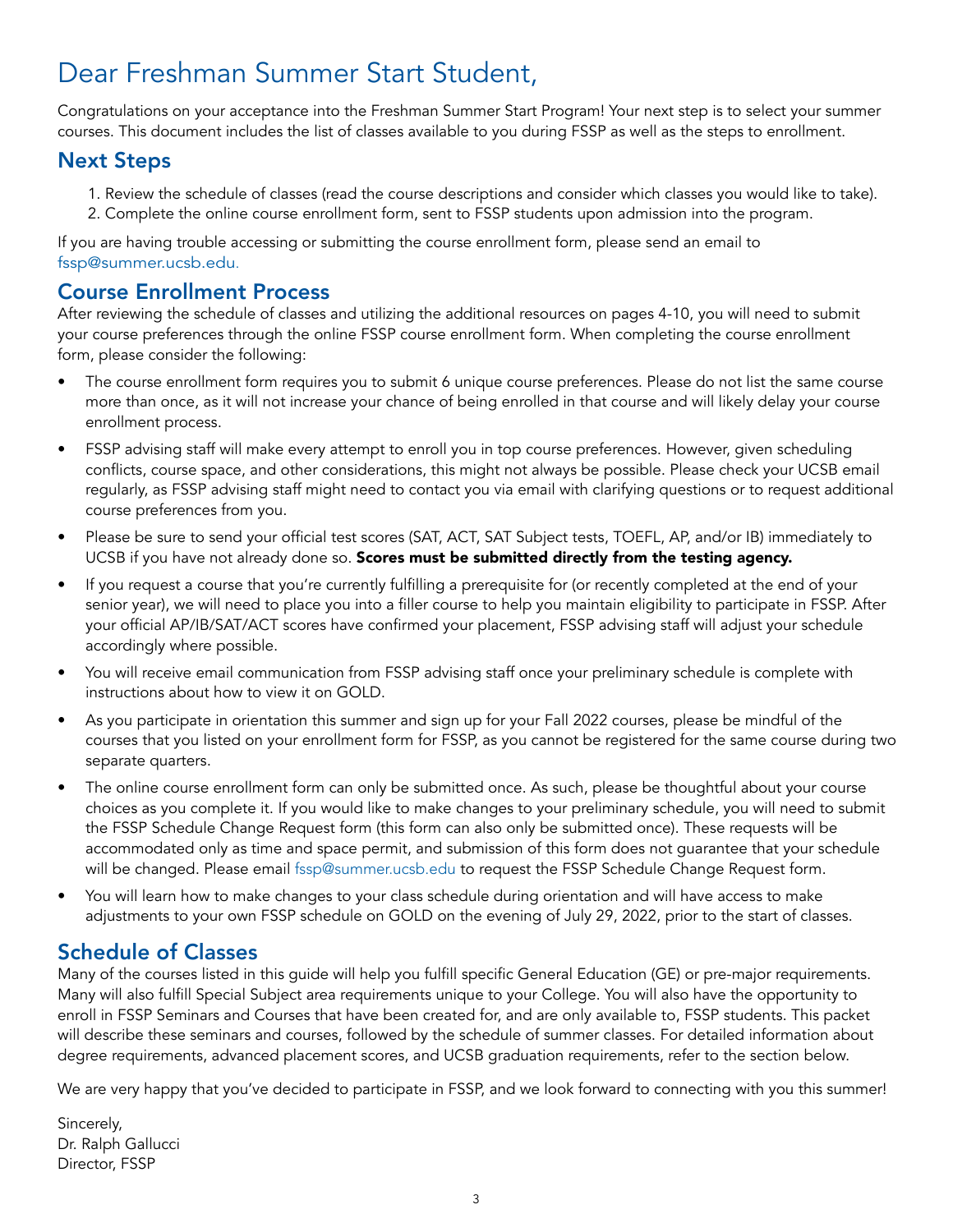# Dear Freshman Summer Start Student,

Congratulations on your acceptance into the Freshman Summer Start Program! Your next step is to select your summer courses. This document includes the list of classes available to you during FSSP as well as the steps to enrollment.

## Next Steps

1. Review the schedule of classes (read the course descriptions and consider which classes you would like to take).
2. Complete the online course enrollment form, sent to FSSP students upon admission into the program.

If you are having trouble accessing or submitting the course enrollment form, please send an email to fssp@summer.ucsb.edu.

## Course Enrollment Process

After reviewing the schedule of classes and utilizing the additional resources on pages 4-10, you will need to submit your course preferences through the online FSSP course enrollment form. When completing the course enrollment form, please consider the following:

- The course enrollment form requires you to submit 6 unique course preferences. Please do not list the same course more than once, as it will not increase your chance of being enrolled in that course and will likely delay your course enrollment process.
- FSSP advising staff will make every attempt to enroll you in top course preferences. However, given scheduling conflicts, course space, and other considerations, this might not always be possible. Please check your UCSB email regularly, as FSSP advising staff might need to contact you via email with clarifying questions or to request additional course preferences from you.
- Please be sure to send your official test scores (SAT, ACT, SAT Subject tests, TOEFL, AP, and/or IB) immediately to UCSB if you have not already done so. **Scores must be submitted directly from the testing agency.**
- If you request a course that you're currently fulfilling a prerequisite for (or recently completed at the end of your senior year), we will need to place you into a filler course to help you maintain eligibility to participate in FSSP. After your official AP/IB/SAT/ACT scores have confirmed your placement, FSSP advising staff will adjust your schedule accordingly where possible.
- You will receive email communication from FSSP advising staff once your preliminary schedule is complete with instructions about how to view it on GOLD.
- As you participate in orientation this summer and sign up for your Fall 2022 courses, please be mindful of the courses that you listed on your enrollment form for FSSP, as you cannot be registered for the same course during two separate quarters.
- The online course enrollment form can only be submitted once. As such, please be thoughtful about your course choices as you complete it. If you would like to make changes to your preliminary schedule, you will need to submit the FSSP Schedule Change Request form (this form can also only be submitted once). These requests will be accommodated only as time and space permit, and submission of this form does not guarantee that your schedule will be changed. Please email fssp@summer.ucsb.edu to request the FSSP Schedule Change Request form.
- You will learn how to make changes to your class schedule during orientation and will have access to make adjustments to your own FSSP schedule on GOLD on the evening of July 29, 2022, prior to the start of classes.

## Schedule of Classes

Many of the courses listed in this guide will help you fulfill specific General Education (GE) or pre-major requirements. Many will also fulfill Special Subject area requirements unique to your College. You will also have the opportunity to enroll in FSSP Seminars and Courses that have been created for, and are only available to, FSSP students. This packet will describe these seminars and courses, followed by the schedule of summer classes. For detailed information about degree requirements, advanced placement scores, and UCSB graduation requirements, refer to the section below.

We are very happy that you've decided to participate in FSSP, and we look forward to connecting with you this summer!

Sincerely,
Dr. Ralph Gallucci
Director, FSSP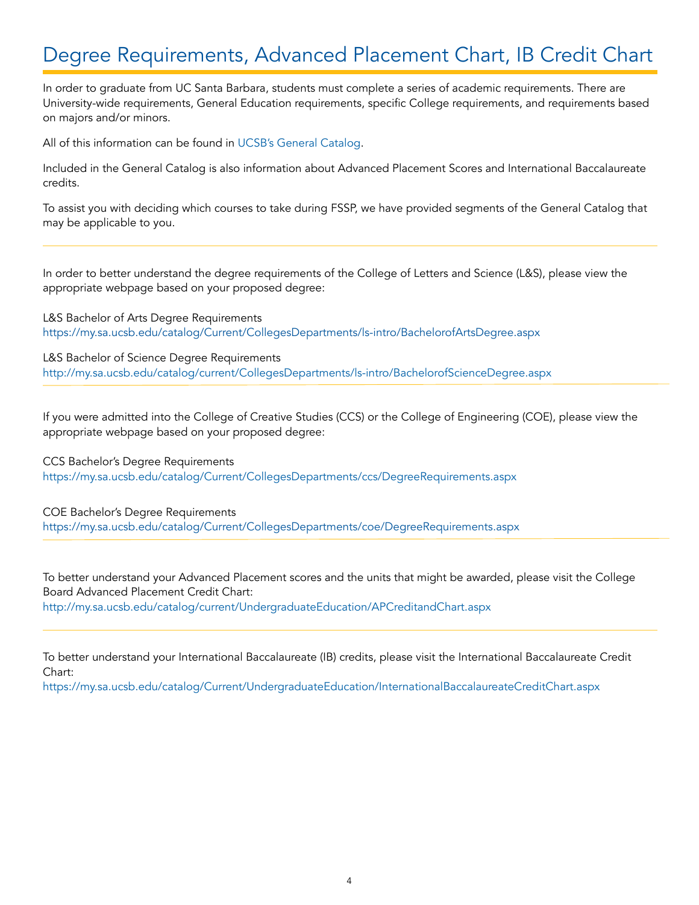# Degree Requirements, Advanced Placement Chart, IB Credit Chart

In order to graduate from UC Santa Barbara, students must complete a series of academic requirements. There are University-wide requirements, General Education requirements, specific College requirements, and requirements based on majors and/or minors.

All of this information can be found in UCSB's General Catalog.

Included in the General Catalog is also information about Advanced Placement Scores and International Baccalaureate credits.

To assist you with deciding which courses to take during FSSP, we have provided segments of the General Catalog that may be applicable to you.

---

In order to better understand the degree requirements of the College of Letters and Science (L&S), please view the appropriate webpage based on your proposed degree:

L&S Bachelor of Arts Degree Requirements
https://my.sa.ucsb.edu/catalog/Current/CollegesDepartments/ls-intro/BachelorofArtsDegree.aspx

L&S Bachelor of Science Degree Requirements
http://my.sa.ucsb.edu/catalog/current/CollegesDepartments/ls-intro/BachelorofScienceDegree.aspx

---

If you were admitted into the College of Creative Studies (CCS) or the College of Engineering (COE), please view the appropriate webpage based on your proposed degree:

CCS Bachelor's Degree Requirements
https://my.sa.ucsb.edu/catalog/Current/CollegesDepartments/ccs/DegreeRequirements.aspx

COE Bachelor's Degree Requirements
https://my.sa.ucsb.edu/catalog/Current/CollegesDepartments/coe/DegreeRequirements.aspx

---

To better understand your Advanced Placement scores and the units that might be awarded, please visit the College Board Advanced Placement Credit Chart:
http://my.sa.ucsb.edu/catalog/current/UndergraduateEducation/APCreditandChart.aspx

---

To better understand your International Baccalaureate (IB) credits, please visit the International Baccalaureate Credit Chart:
https://my.sa.ucsb.edu/catalog/Current/UndergraduateEducation/InternationalBaccalaureateCreditChart.aspx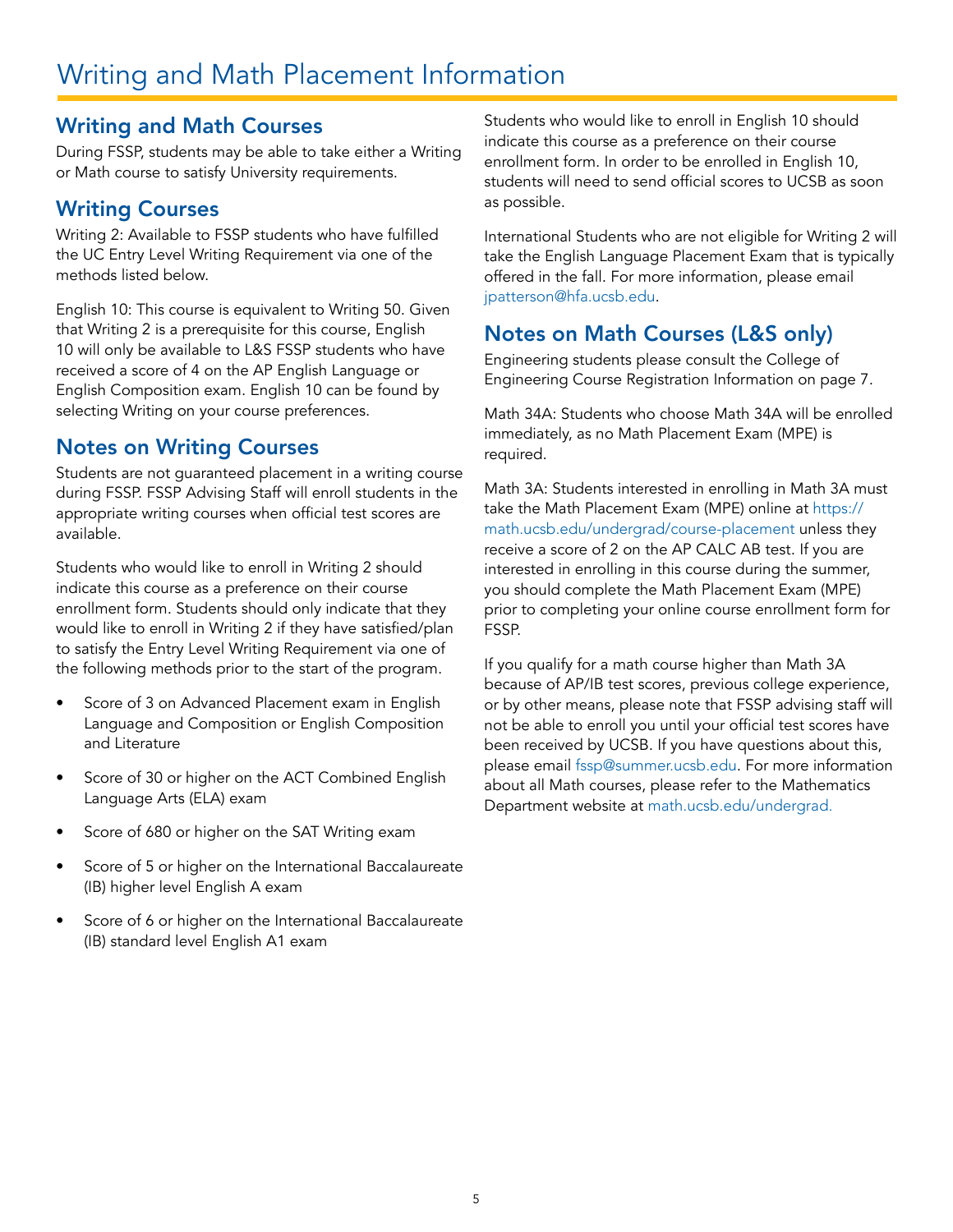# Writing and Math Placement Information

## Writing and Math Courses

During FSSP, students may be able to take either a Writing or Math course to satisfy University requirements.

## Writing Courses

Writing 2: Available to FSSP students who have fulfilled the UC Entry Level Writing Requirement via one of the methods listed below.

English 10: This course is equivalent to Writing 50. Given that Writing 2 is a prerequisite for this course, English 10 will only be available to L&S FSSP students who have received a score of 4 on the AP English Language or English Composition exam. English 10 can be found by selecting Writing on your course preferences.

## Notes on Writing Courses

Students are not guaranteed placement in a writing course during FSSP. FSSP Advising Staff will enroll students in the appropriate writing courses when official test scores are available.

Students who would like to enroll in Writing 2 should indicate this course as a preference on their course enrollment form. Students should only indicate that they would like to enroll in Writing 2 if they have satisfied/plan to satisfy the Entry Level Writing Requirement via one of the following methods prior to the start of the program.

- Score of 3 on Advanced Placement exam in English Language and Composition or English Composition and Literature
- Score of 30 or higher on the ACT Combined English Language Arts (ELA) exam
- Score of 680 or higher on the SAT Writing exam
- Score of 5 or higher on the International Baccalaureate (IB) higher level English A exam
- Score of 6 or higher on the International Baccalaureate (IB) standard level English A1 exam

Students who would like to enroll in English 10 should indicate this course as a preference on their course enrollment form. In order to be enrolled in English 10, students will need to send official scores to UCSB as soon as possible.

International Students who are not eligible for Writing 2 will take the English Language Placement Exam that is typically offered in the fall. For more information, please email jpatterson@hfa.ucsb.edu.

## Notes on Math Courses (L&S only)

Engineering students please consult the College of Engineering Course Registration Information on page 7.

Math 34A: Students who choose Math 34A will be enrolled immediately, as no Math Placement Exam (MPE) is required.

Math 3A: Students interested in enrolling in Math 3A must take the Math Placement Exam (MPE) online at https://math.ucsb.edu/undergrad/course-placement unless they receive a score of 2 on the AP CALC AB test. If you are interested in enrolling in this course during the summer, you should complete the Math Placement Exam (MPE) prior to completing your online course enrollment form for FSSP.

If you qualify for a math course higher than Math 3A because of AP/IB test scores, previous college experience, or by other means, please note that FSSP advising staff will not be able to enroll you until your official test scores have been received by UCSB. If you have questions about this, please email fssp@summer.ucsb.edu. For more information about all Math courses, please refer to the Mathematics Department website at math.ucsb.edu/undergrad.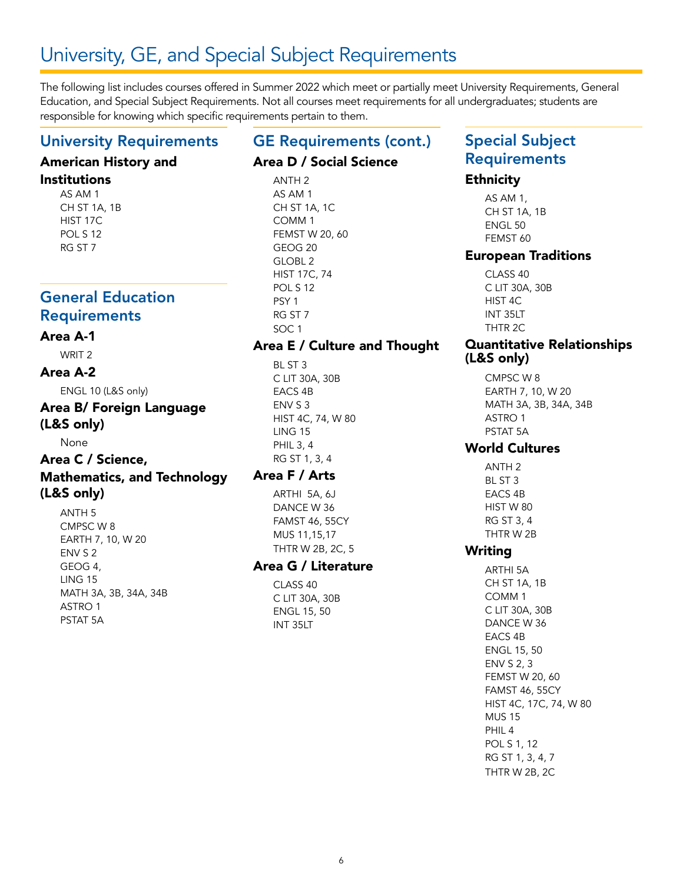# University, GE, and Special Subject Requirements

The following list includes courses offered in Summer 2022 which meet or partially meet University Requirements, General Education, and Special Subject Requirements. Not all courses meet requirements for all undergraduates; students are responsible for knowing which specific requirements pertain to them.

## University Requirements

### American History and Institutions

- AS AM 1
- CH ST 1A, 1B
- HIST 17C
- POL S 12
- RG ST 7

## General Education Requirements

### Area A-1

- WRIT 2

### Area A-2

- ENGL 10 (L&S only)

### Area B/ Foreign Language (L&S only)

- None

### Area C / Science, Mathematics, and Technology (L&S only)

- ANTH 5
- CMPSC W 8
- EARTH 7, 10, W 20
- ENV S 2
- GEOG 4,
- LING 15
- MATH 3A, 3B, 34A, 34B
- ASTRO 1
- PSTAT 5A

## GE Requirements (cont.)

### Area D / Social Science

- ANTH 2
- AS AM 1
- CH ST 1A, 1C
- COMM 1
- FEMST W 20, 60
- GEOG 20
- GLOBL 2
- HIST 17C, 74
- POL S 12
- PSY 1
- RG ST 7
- SOC 1

### Area E / Culture and Thought

- BL ST 3
- C LIT 30A, 30B
- EACS 4B
- ENV S 3
- HIST 4C, 74, W 80
- LING 15
- PHIL 3, 4
- RG ST 1, 3, 4

### Area F / Arts

- ARTHI 5A, 6J
- DANCE W 36
- FAMST 46, 55CY
- MUS 11,15,17
- THTR W 2B, 2C, 5

### Area G / Literature

- CLASS 40
- C LIT 30A, 30B
- ENGL 15, 50
- INT 35LT

## Special Subject Requirements

### Ethnicity

- AS AM 1,
- CH ST 1A, 1B
- ENGL 50
- FEMST 60

### European Traditions

- CLASS 40
- C LIT 30A, 30B
- HIST 4C
- INT 35LT
- THTR 2C

### Quantitative Relationships (L&S only)

- CMPSC W 8
- EARTH 7, 10, W 20
- MATH 3A, 3B, 34A, 34B
- ASTRO 1
- PSTAT 5A

### World Cultures

- ANTH 2
- BL ST 3
- EACS 4B
- HIST W 80
- RG ST 3, 4
- THTR W 2B

### Writing

- ARTHI 5A
- CH ST 1A, 1B
- COMM 1
- C LIT 30A, 30B
- DANCE W 36
- EACS 4B
- ENGL 15, 50
- ENV S 2, 3
- FEMST W 20, 60
- FAMST 46, 55CY
- HIST 4C, 17C, 74, W 80
- MUS 15
- PHIL 4
- POL S 1, 12
- RG ST 1, 3, 4, 7
- THTR W 2B, 2C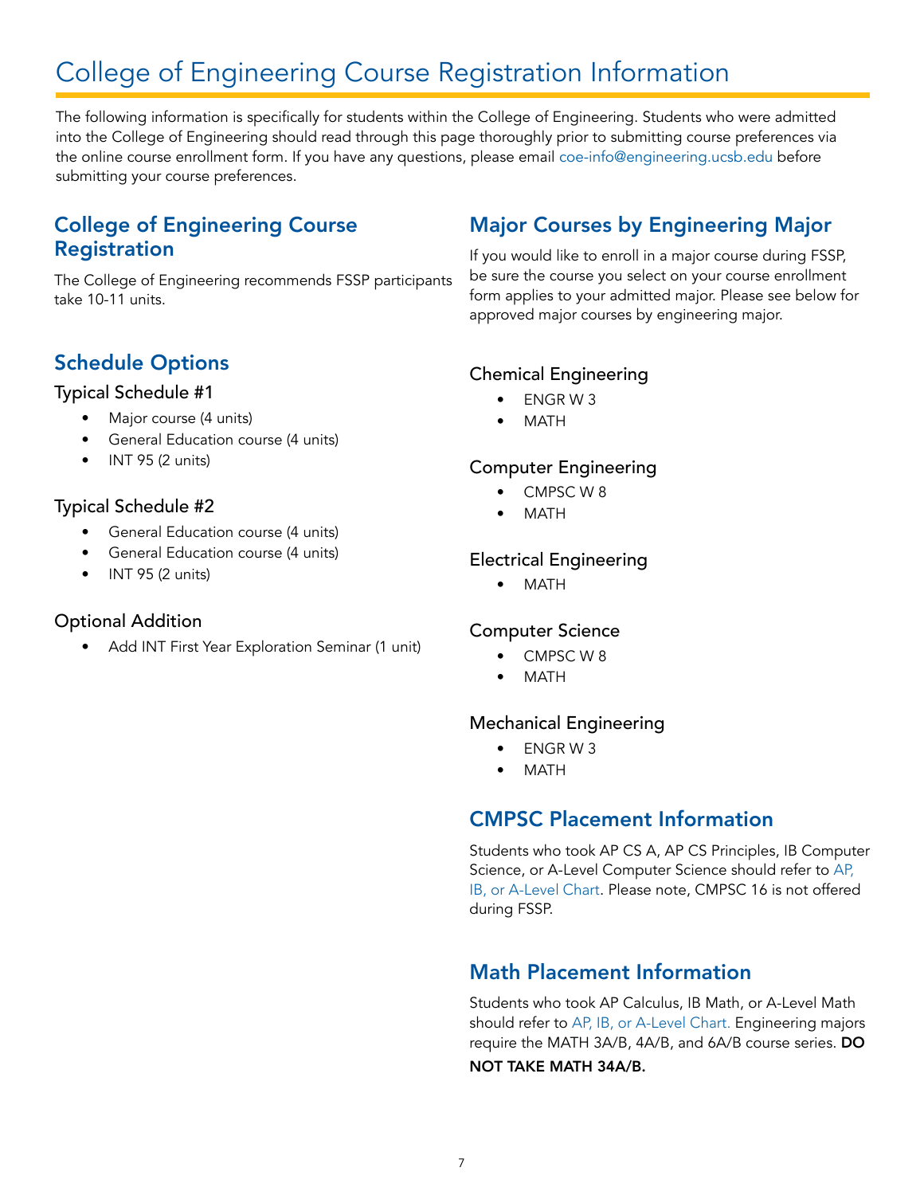# College of Engineering Course Registration Information

The following information is specifically for students within the College of Engineering. Students who were admitted into the College of Engineering should read through this page thoroughly prior to submitting course preferences via the online course enrollment form. If you have any questions, please email coe-info@engineering.ucsb.edu before submitting your course preferences.

## College of Engineering Course Registration

The College of Engineering recommends FSSP participants take 10-11 units.

## Schedule Options

### Typical Schedule #1

- Major course (4 units)
- General Education course (4 units)
- INT 95 (2 units)

### Typical Schedule #2

- General Education course (4 units)
- General Education course (4 units)
- INT 95 (2 units)

### Optional Addition

- Add INT First Year Exploration Seminar (1 unit)

## Major Courses by Engineering Major

If you would like to enroll in a major course during FSSP, be sure the course you select on your course enrollment form applies to your admitted major. Please see below for approved major courses by engineering major.

### Chemical Engineering

- ENGR W 3
- MATH

### Computer Engineering

- CMPSC W 8
- MATH

### Electrical Engineering

- MATH

### Computer Science

- CMPSC W 8
- MATH

### Mechanical Engineering

- ENGR W 3
- MATH

## CMPSC Placement Information

Students who took AP CS A, AP CS Principles, IB Computer Science, or A-Level Computer Science should refer to AP, IB, or A-Level Chart. Please note, CMPSC 16 is not offered during FSSP.

## Math Placement Information

Students who took AP Calculus, IB Math, or A-Level Math should refer to AP, IB, or A-Level Chart. Engineering majors require the MATH 3A/B, 4A/B, and 6A/B course series. **DO NOT TAKE MATH 34A/B.**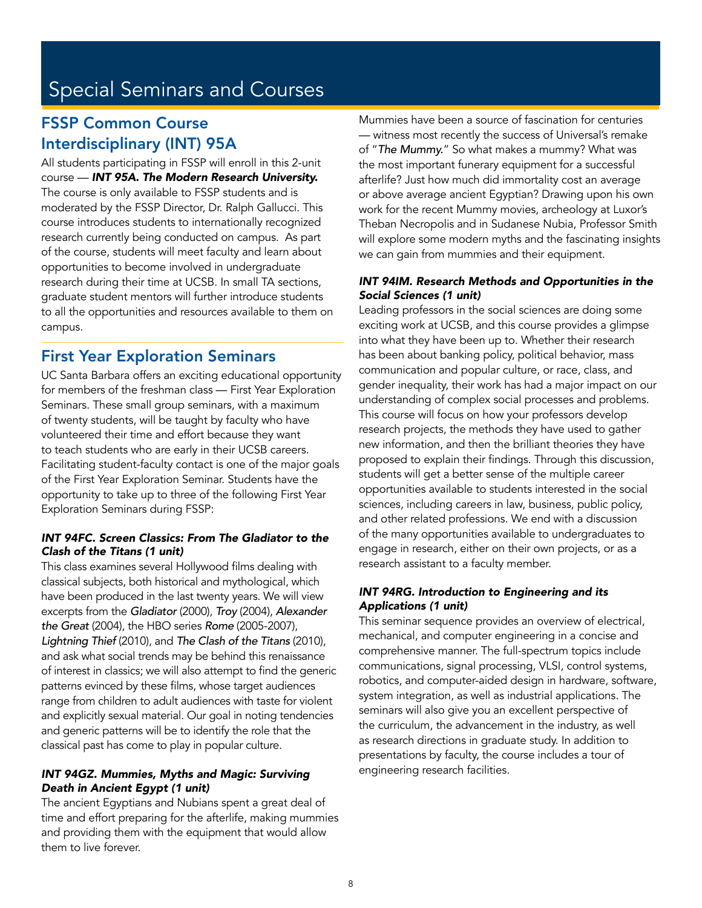# Special Seminars and Courses

## FSSP Common Course Interdisciplinary (INT) 95A

All students participating in FSSP will enroll in this 2-unit course — ***INT 95A. The Modern Research University.*** The course is only available to FSSP students and is moderated by the FSSP Director, Dr. Ralph Gallucci. This course introduces students to internationally recognized research currently being conducted on campus. As part of the course, students will meet faculty and learn about opportunities to become involved in undergraduate research during their time at UCSB. In small TA sections, graduate student mentors will further introduce students to all the opportunities and resources available to them on campus.

## First Year Exploration Seminars

UC Santa Barbara offers an exciting educational opportunity for members of the freshman class — First Year Exploration Seminars. These small group seminars, with a maximum of twenty students, will be taught by faculty who have volunteered their time and effort because they want to teach students who are early in their UCSB careers. Facilitating student-faculty contact is one of the major goals of the First Year Exploration Seminar. Students have the opportunity to take up to three of the following First Year Exploration Seminars during FSSP:

### *INT 94FC. Screen Classics: From The Gladiator to the Clash of the Titans (1 unit)*

This class examines several Hollywood films dealing with classical subjects, both historical and mythological, which have been produced in the last twenty years. We will view excerpts from the *Gladiator* (2000), *Troy* (2004), *Alexander the Great* (2004), the HBO series *Rome* (2005-2007), *Lightning Thief* (2010), and *The Clash of the Titans* (2010), and ask what social trends may be behind this renaissance of interest in classics; we will also attempt to find the generic patterns evinced by these films, whose target audiences range from children to adult audiences with taste for violent and explicitly sexual material. Our goal in noting tendencies and generic patterns will be to identify the role that the classical past has come to play in popular culture.

### *INT 94GZ. Mummies, Myths and Magic: Surviving Death in Ancient Egypt (1 unit)*

The ancient Egyptians and Nubians spent a great deal of time and effort preparing for the afterlife, making mummies and providing them with the equipment that would allow them to live forever.

Mummies have been a source of fascination for centuries — witness most recently the success of Universal's remake of "*The Mummy.*" So what makes a mummy? What was the most important funerary equipment for a successful afterlife? Just how much did immortality cost an average or above average ancient Egyptian? Drawing upon his own work for the recent Mummy movies, archeology at Luxor's Theban Necropolis and in Sudanese Nubia, Professor Smith will explore some modern myths and the fascinating insights we can gain from mummies and their equipment.

### *INT 94IM. Research Methods and Opportunities in the Social Sciences (1 unit)*

Leading professors in the social sciences are doing some exciting work at UCSB, and this course provides a glimpse into what they have been up to. Whether their research has been about banking policy, political behavior, mass communication and popular culture, or race, class, and gender inequality, their work has had a major impact on our understanding of complex social processes and problems. This course will focus on how your professors develop research projects, the methods they have used to gather new information, and then the brilliant theories they have proposed to explain their findings. Through this discussion, students will get a better sense of the multiple career opportunities available to students interested in the social sciences, including careers in law, business, public policy, and other related professions. We end with a discussion of the many opportunities available to undergraduates to engage in research, either on their own projects, or as a research assistant to a faculty member.

### *INT 94RG. Introduction to Engineering and its Applications (1 unit)*

This seminar sequence provides an overview of electrical, mechanical, and computer engineering in a concise and comprehensive manner. The full-spectrum topics include communications, signal processing, VLSI, control systems, robotics, and computer-aided design in hardware, software, system integration, as well as industrial applications. The seminars will also give you an excellent perspective of the curriculum, the advancement in the industry, as well as research directions in graduate study. In addition to presentations by faculty, the course includes a tour of engineering research facilities.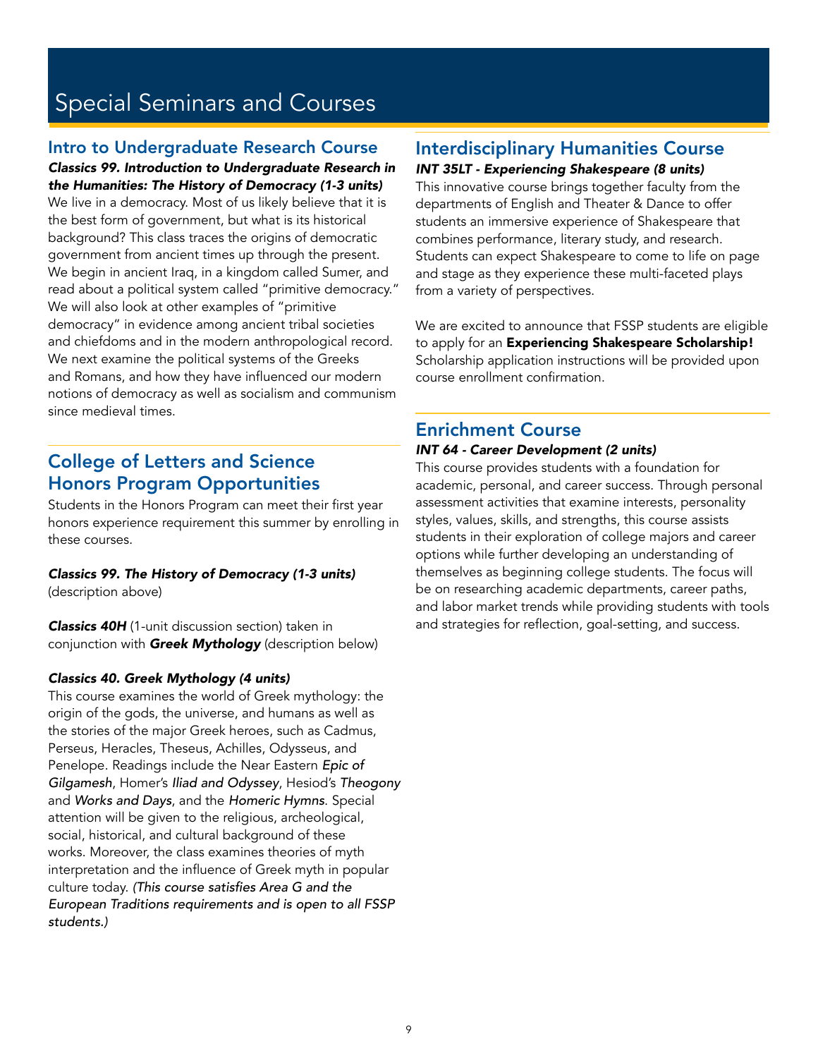# Special Seminars and Courses

## Intro to Undergraduate Research Course

***Classics 99. Introduction to Undergraduate Research in the Humanities: The History of Democracy (1-3 units)***

We live in a democracy. Most of us likely believe that it is the best form of government, but what is its historical background? This class traces the origins of democratic government from ancient times up through the present. We begin in ancient Iraq, in a kingdom called Sumer, and read about a political system called "primitive democracy." We will also look at other examples of "primitive democracy" in evidence among ancient tribal societies and chiefdoms and in the modern anthropological record. We next examine the political systems of the Greeks and Romans, and how they have influenced our modern notions of democracy as well as socialism and communism since medieval times.

## College of Letters and Science Honors Program Opportunities

Students in the Honors Program can meet their first year honors experience requirement this summer by enrolling in these courses.

***Classics 99. The History of Democracy (1-3 units)***
(description above)

***Classics 40H*** (1-unit discussion section) taken in conjunction with ***Greek Mythology*** (description below)

***Classics 40. Greek Mythology (4 units)***

This course examines the world of Greek mythology: the origin of the gods, the universe, and humans as well as the stories of the major Greek heroes, such as Cadmus, Perseus, Heracles, Theseus, Achilles, Odysseus, and Penelope. Readings include the Near Eastern *Epic of Gilgamesh*, Homer's *Iliad and Odyssey*, Hesiod's *Theogony* and *Works and Days*, and the *Homeric Hymns*. Special attention will be given to the religious, archeological, social, historical, and cultural background of these works. Moreover, the class examines theories of myth interpretation and the influence of Greek myth in popular culture today. *(This course satisfies Area G and the European Traditions requirements and is open to all FSSP students.)*

## Interdisciplinary Humanities Course

***INT 35LT - Experiencing Shakespeare (8 units)***

This innovative course brings together faculty from the departments of English and Theater & Dance to offer students an immersive experience of Shakespeare that combines performance, literary study, and research. Students can expect Shakespeare to come to life on page and stage as they experience these multi-faceted plays from a variety of perspectives.

We are excited to announce that FSSP students are eligible to apply for an **Experiencing Shakespeare Scholarship!** Scholarship application instructions will be provided upon course enrollment confirmation.

## Enrichment Course

***INT 64 - Career Development (2 units)***

This course provides students with a foundation for academic, personal, and career success. Through personal assessment activities that examine interests, personality styles, values, skills, and strengths, this course assists students in their exploration of college majors and career options while further developing an understanding of themselves as beginning college students. The focus will be on researching academic departments, career paths, and labor market trends while providing students with tools and strategies for reflection, goal-setting, and success.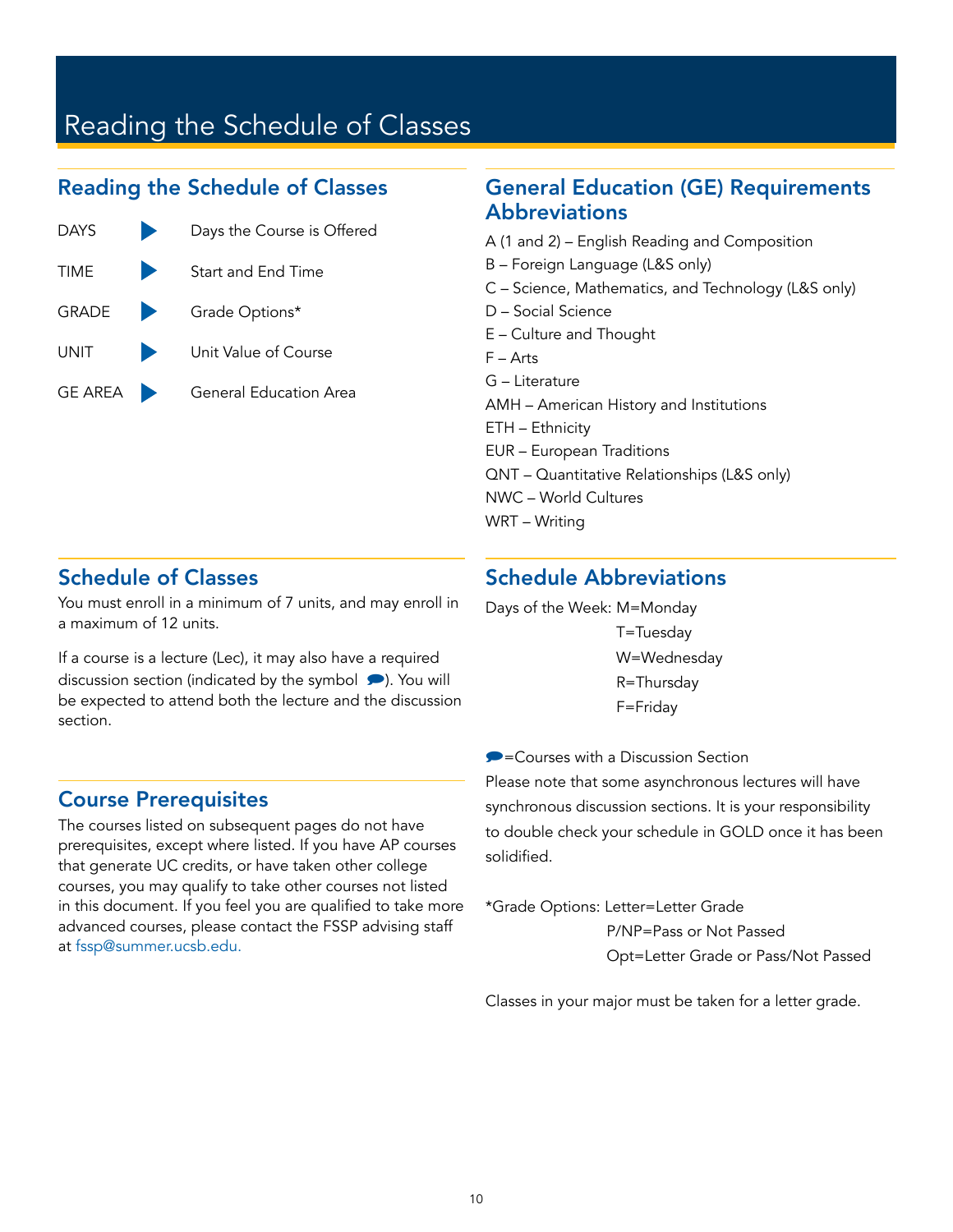# Reading the Schedule of Classes

## Reading the Schedule of Classes

| | |
|---|---|
| DAYS | Days the Course is Offered |
| TIME | Start and End Time |
| GRADE | Grade Options* |
| UNIT | Unit Value of Course |
| GE AREA | General Education Area |

## Schedule of Classes

You must enroll in a minimum of 7 units, and may enroll in a maximum of 12 units.

If a course is a lecture (Lec), it may also have a required discussion section (indicated by the symbol 💬). You will be expected to attend both the lecture and the discussion section.

## Course Prerequisites

The courses listed on subsequent pages do not have prerequisites, except where listed. If you have AP courses that generate UC credits, or have taken other college courses, you may qualify to take other courses not listed in this document. If you feel you are qualified to take more advanced courses, please contact the FSSP advising staff at fssp@summer.ucsb.edu.

## General Education (GE) Requirements Abbreviations

A (1 and 2) – English Reading and Composition
B – Foreign Language (L&S only)
C – Science, Mathematics, and Technology (L&S only)
D – Social Science
E – Culture and Thought
F – Arts
G – Literature
AMH – American History and Institutions
ETH – Ethnicity
EUR – European Traditions
QNT – Quantitative Relationships (L&S only)
NWC – World Cultures
WRT – Writing

## Schedule Abbreviations

Days of the Week: M=Monday
T=Tuesday
W=Wednesday
R=Thursday
F=Friday

💬=Courses with a Discussion Section
Please note that some asynchronous lectures will have synchronous discussion sections. It is your responsibility to double check your schedule in GOLD once it has been solidified.

*Grade Options: Letter=Letter Grade
P/NP=Pass or Not Passed
Opt=Letter Grade or Pass/Not Passed

Classes in your major must be taken for a letter grade.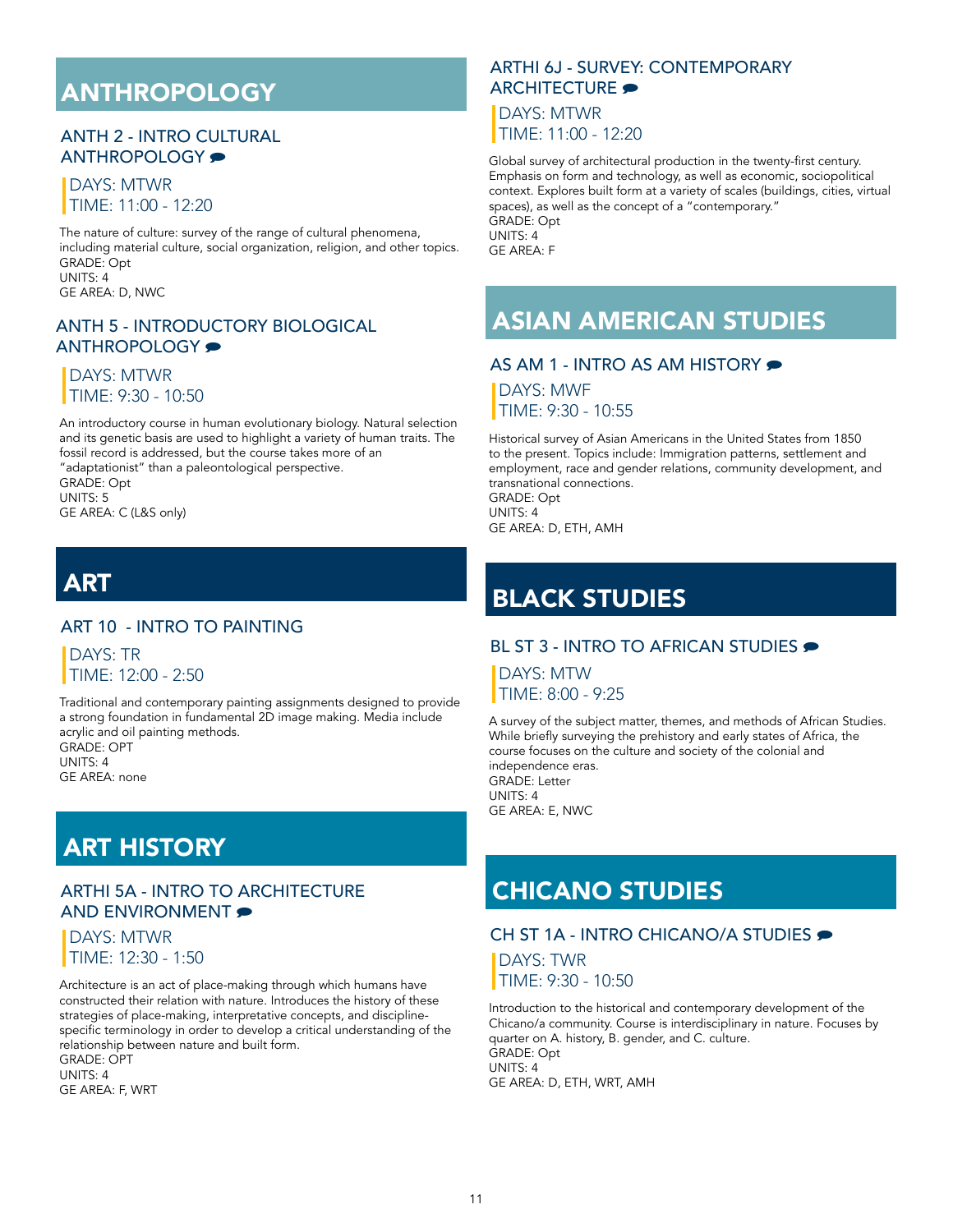# ANTHROPOLOGY

### ANTH 2 - INTRO CULTURAL ANTHROPOLOGY

DAYS: MTWR
TIME: 11:00 - 12:20

The nature of culture: survey of the range of cultural phenomena, including material culture, social organization, religion, and other topics.
GRADE: Opt
UNITS: 4
GE AREA: D, NWC

### ANTH 5 - INTRODUCTORY BIOLOGICAL ANTHROPOLOGY

DAYS: MTWR
TIME: 9:30 - 10:50

An introductory course in human evolutionary biology. Natural selection and its genetic basis are used to highlight a variety of human traits. The fossil record is addressed, but the course takes more of an "adaptationist" than a paleontological perspective.
GRADE: Opt
UNITS: 5
GE AREA: C (L&S only)

# ART

### ART 10 - INTRO TO PAINTING

DAYS: TR
TIME: 12:00 - 2:50

Traditional and contemporary painting assignments designed to provide a strong foundation in fundamental 2D image making. Media include acrylic and oil painting methods.
GRADE: OPT
UNITS: 4
GE AREA: none

# ART HISTORY

### ARTHI 5A - INTRO TO ARCHITECTURE AND ENVIRONMENT

DAYS: MTWR
TIME: 12:30 - 1:50

Architecture is an act of place-making through which humans have constructed their relation with nature. Introduces the history of these strategies of place-making, interpretative concepts, and discipline-specific terminology in order to develop a critical understanding of the relationship between nature and built form.
GRADE: OPT
UNITS: 4
GE AREA: F, WRT

### ARTHI 6J - SURVEY: CONTEMPORARY ARCHITECTURE

DAYS: MTWR
TIME: 11:00 - 12:20

Global survey of architectural production in the twenty-first century. Emphasis on form and technology, as well as economic, sociopolitical context. Explores built form at a variety of scales (buildings, cities, virtual spaces), as well as the concept of a "contemporary."
GRADE: Opt
UNITS: 4
GE AREA: F

# ASIAN AMERICAN STUDIES

### AS AM 1 - INTRO AS AM HISTORY

DAYS: MWF
TIME: 9:30 - 10:55

Historical survey of Asian Americans in the United States from 1850 to the present. Topics include: Immigration patterns, settlement and employment, race and gender relations, community development, and transnational connections.
GRADE: Opt
UNITS: 4
GE AREA: D, ETH, AMH

# BLACK STUDIES

### BL ST 3 - INTRO TO AFRICAN STUDIES

DAYS: MTW
TIME: 8:00 - 9:25

A survey of the subject matter, themes, and methods of African Studies. While briefly surveying the prehistory and early states of Africa, the course focuses on the culture and society of the colonial and independence eras.
GRADE: Letter
UNITS: 4
GE AREA: E, NWC

# CHICANO STUDIES

### CH ST 1A - INTRO CHICANO/A STUDIES

DAYS: TWR
TIME: 9:30 - 10:50

Introduction to the historical and contemporary development of the Chicano/a community. Course is interdisciplinary in nature. Focuses by quarter on A. history, B. gender, and C. culture.
GRADE: Opt
UNITS: 4
GE AREA: D, ETH, WRT, AMH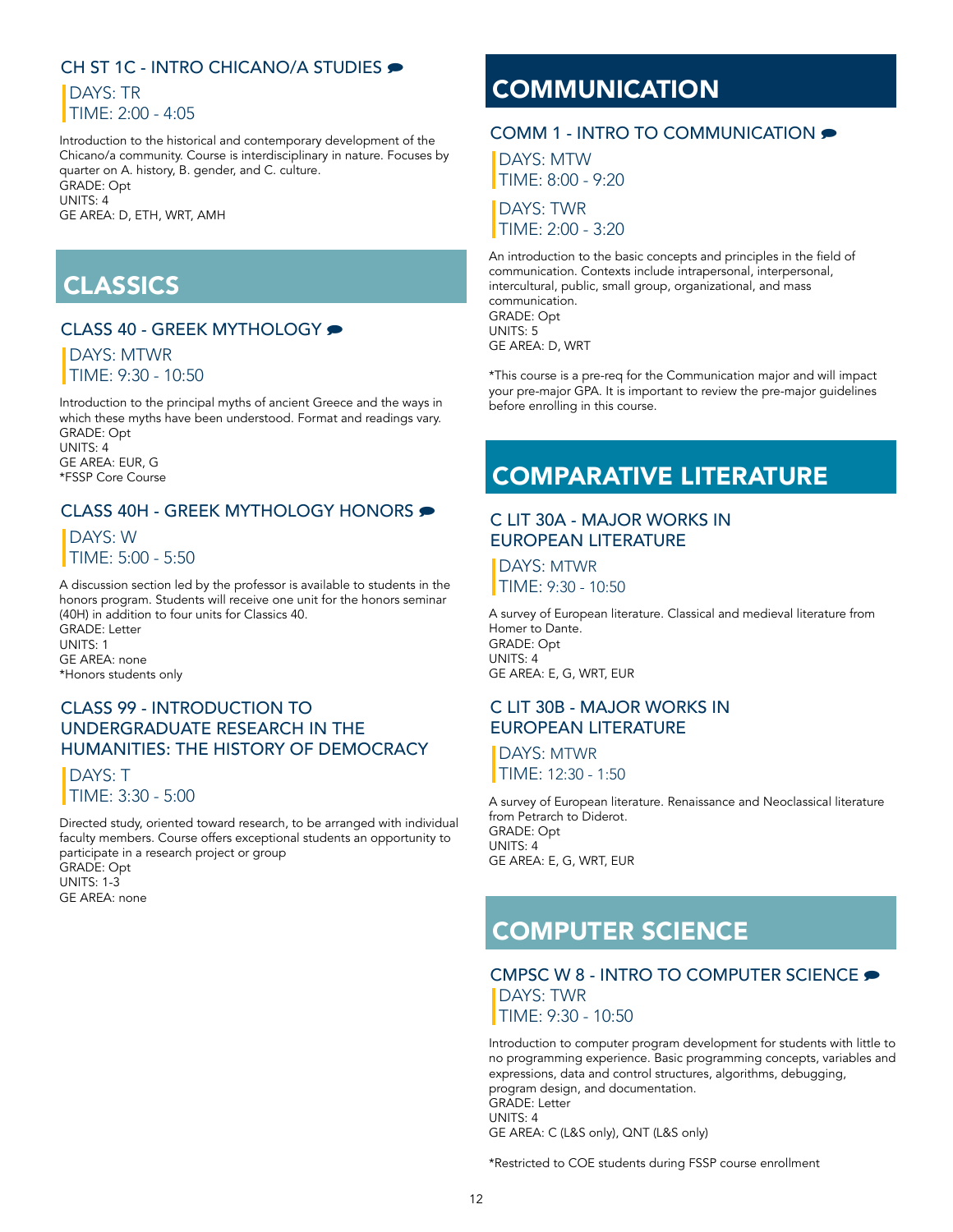### CH ST 1C - INTRO CHICANO/A STUDIES

DAYS: TR
TIME: 2:00 - 4:05

Introduction to the historical and contemporary development of the Chicano/a community. Course is interdisciplinary in nature. Focuses by quarter on A. history, B. gender, and C. culture.
GRADE: Opt
UNITS: 4
GE AREA: D, ETH, WRT, AMH

## CLASSICS

### CLASS 40 - GREEK MYTHOLOGY

DAYS: MTWR
TIME: 9:30 - 10:50

Introduction to the principal myths of ancient Greece and the ways in which these myths have been understood. Format and readings vary.
GRADE: Opt
UNITS: 4
GE AREA: EUR, G
*FSSP Core Course

### CLASS 40H - GREEK MYTHOLOGY HONORS

DAYS: W
TIME: 5:00 - 5:50

A discussion section led by the professor is available to students in the honors program. Students will receive one unit for the honors seminar (40H) in addition to four units for Classics 40.
GRADE: Letter
UNITS: 1
GE AREA: none
*Honors students only

### CLASS 99 - INTRODUCTION TO UNDERGRADUATE RESEARCH IN THE HUMANITIES: THE HISTORY OF DEMOCRACY

DAYS: T
TIME: 3:30 - 5:00

Directed study, oriented toward research, to be arranged with individual faculty members. Course offers exceptional students an opportunity to participate in a research project or group
GRADE: Opt
UNITS: 1-3
GE AREA: none

## COMMUNICATION

### COMM 1 - INTRO TO COMMUNICATION

DAYS: MTW
TIME: 8:00 - 9:20

DAYS: TWR
TIME: 2:00 - 3:20

An introduction to the basic concepts and principles in the field of communication. Contexts include intrapersonal, interpersonal, intercultural, public, small group, organizational, and mass communication.
GRADE: Opt
UNITS: 5
GE AREA: D, WRT

*This course is a pre-req for the Communication major and will impact your pre-major GPA. It is important to review the pre-major guidelines before enrolling in this course.

## COMPARATIVE LITERATURE

### C LIT 30A - MAJOR WORKS IN EUROPEAN LITERATURE

DAYS: MTWR
TIME: 9:30 - 10:50

A survey of European literature. Classical and medieval literature from Homer to Dante.
GRADE: Opt
UNITS: 4
GE AREA: E, G, WRT, EUR

### C LIT 30B - MAJOR WORKS IN EUROPEAN LITERATURE

DAYS: MTWR
TIME: 12:30 - 1:50

A survey of European literature. Renaissance and Neoclassical literature from Petrarch to Diderot.
GRADE: Opt
UNITS: 4
GE AREA: E, G, WRT, EUR

## COMPUTER SCIENCE

### CMPSC W 8 - INTRO TO COMPUTER SCIENCE

DAYS: TWR
TIME: 9:30 - 10:50

Introduction to computer program development for students with little to no programming experience. Basic programming concepts, variables and expressions, data and control structures, algorithms, debugging, program design, and documentation.
GRADE: Letter
UNITS: 4
GE AREA: C (L&S only), QNT (L&S only)

*Restricted to COE students during FSSP course enrollment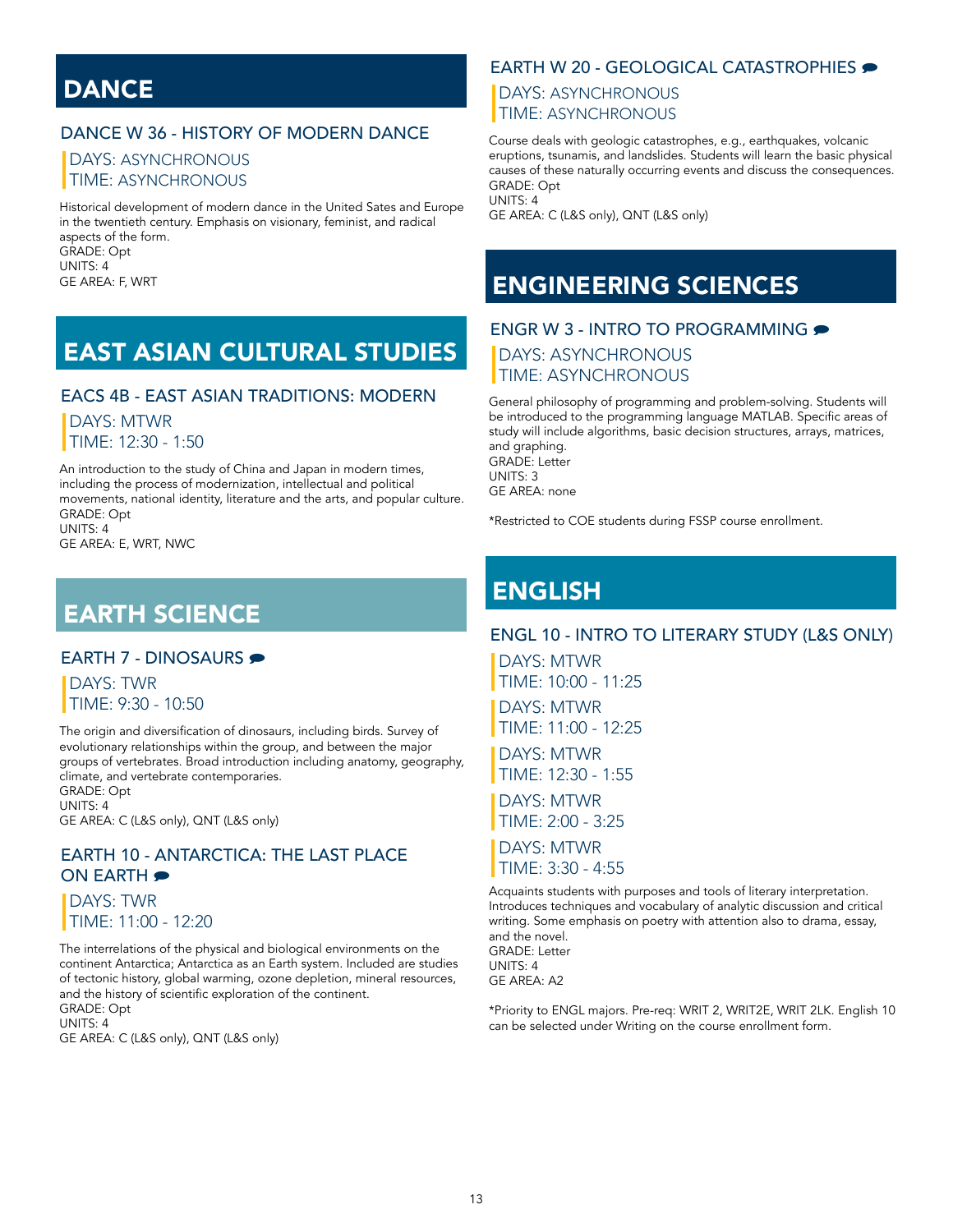# DANCE

## DANCE W 36 - HISTORY OF MODERN DANCE

DAYS: ASYNCHRONOUS
TIME: ASYNCHRONOUS

Historical development of modern dance in the United Sates and Europe in the twentieth century. Emphasis on visionary, feminist, and radical aspects of the form.
GRADE: Opt
UNITS: 4
GE AREA: F, WRT

# EAST ASIAN CULTURAL STUDIES

## EACS 4B - EAST ASIAN TRADITIONS: MODERN

DAYS: MTWR
TIME: 12:30 - 1:50

An introduction to the study of China and Japan in modern times, including the process of modernization, intellectual and political movements, national identity, literature and the arts, and popular culture.
GRADE: Opt
UNITS: 4
GE AREA: E, WRT, NWC

# EARTH SCIENCE

## EARTH 7 - DINOSAURS

DAYS: TWR
TIME: 9:30 - 10:50

The origin and diversification of dinosaurs, including birds. Survey of evolutionary relationships within the group, and between the major groups of vertebrates. Broad introduction including anatomy, geography, climate, and vertebrate contemporaries.
GRADE: Opt
UNITS: 4
GE AREA: C (L&S only), QNT (L&S only)

## EARTH 10 - ANTARCTICA: THE LAST PLACE ON EARTH

DAYS: TWR
TIME: 11:00 - 12:20

The interrelations of the physical and biological environments on the continent Antarctica; Antarctica as an Earth system. Included are studies of tectonic history, global warming, ozone depletion, mineral resources, and the history of scientific exploration of the continent.
GRADE: Opt
UNITS: 4
GE AREA: C (L&S only), QNT (L&S only)

## EARTH W 20 - GEOLOGICAL CATASTROPHIES

DAYS: ASYNCHRONOUS
TIME: ASYNCHRONOUS

Course deals with geologic catastrophes, e.g., earthquakes, volcanic eruptions, tsunamis, and landslides. Students will learn the basic physical causes of these naturally occurring events and discuss the consequences.
GRADE: Opt
UNITS: 4
GE AREA: C (L&S only), QNT (L&S only)

# ENGINEERING SCIENCES

## ENGR W 3 - INTRO TO PROGRAMMING

DAYS: ASYNCHRONOUS
TIME: ASYNCHRONOUS

General philosophy of programming and problem-solving. Students will be introduced to the programming language MATLAB. Specific areas of study will include algorithms, basic decision structures, arrays, matrices, and graphing.
GRADE: Letter
UNITS: 3
GE AREA: none

*Restricted to COE students during FSSP course enrollment.

# ENGLISH

## ENGL 10 - INTRO TO LITERARY STUDY (L&S ONLY)

DAYS: MTWR
TIME: 10:00 - 11:25

DAYS: MTWR
TIME: 11:00 - 12:25

DAYS: MTWR
TIME: 12:30 - 1:55

DAYS: MTWR
TIME: 2:00 - 3:25

DAYS: MTWR
TIME: 3:30 - 4:55

Acquaints students with purposes and tools of literary interpretation. Introduces techniques and vocabulary of analytic discussion and critical writing. Some emphasis on poetry with attention also to drama, essay, and the novel.
GRADE: Letter
UNITS: 4
GE AREA: A2

*Priority to ENGL majors. Pre-req: WRIT 2, WRIT2E, WRIT 2LK. English 10 can be selected under Writing on the course enrollment form.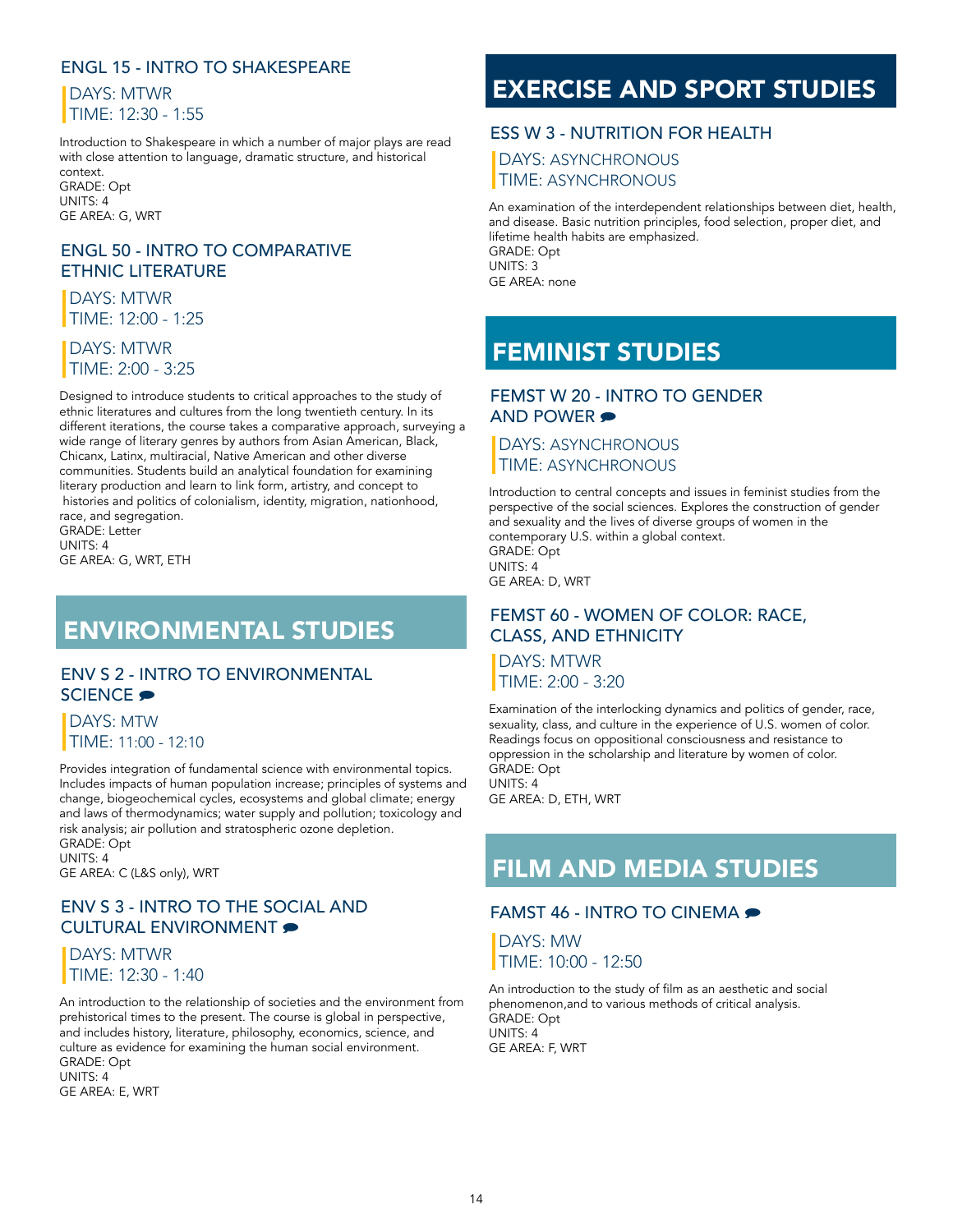### ENGL 15 - INTRO TO SHAKESPEARE

DAYS: MTWR
TIME: 12:30 - 1:55

Introduction to Shakespeare in which a number of major plays are read with close attention to language, dramatic structure, and historical context.
GRADE: Opt
UNITS: 4
GE AREA: G, WRT

### ENGL 50 - INTRO TO COMPARATIVE ETHNIC LITERATURE

DAYS: MTWR
TIME: 12:00 - 1:25

DAYS: MTWR
TIME: 2:00 - 3:25

Designed to introduce students to critical approaches to the study of ethnic literatures and cultures from the long twentieth century. In its different iterations, the course takes a comparative approach, surveying a wide range of literary genres by authors from Asian American, Black, Chicanx, Latinx, multiracial, Native American and other diverse communities. Students build an analytical foundation for examining literary production and learn to link form, artistry, and concept to histories and politics of colonialism, identity, migration, nationhood, race, and segregation.
GRADE: Letter
UNITS: 4
GE AREA: G, WRT, ETH

## ENVIRONMENTAL STUDIES

### ENV S 2 - INTRO TO ENVIRONMENTAL SCIENCE

DAYS: MTW
TIME: 11:00 - 12:10

Provides integration of fundamental science with environmental topics. Includes impacts of human population increase; principles of systems and change, biogeochemical cycles, ecosystems and global climate; energy and laws of thermodynamics; water supply and pollution; toxicology and risk analysis; air pollution and stratospheric ozone depletion.
GRADE: Opt
UNITS: 4
GE AREA: C (L&S only), WRT

### ENV S 3 - INTRO TO THE SOCIAL AND CULTURAL ENVIRONMENT

DAYS: MTWR
TIME: 12:30 - 1:40

An introduction to the relationship of societies and the environment from prehistorical times to the present. The course is global in perspective, and includes history, literature, philosophy, economics, science, and culture as evidence for examining the human social environment.
GRADE: Opt
UNITS: 4
GE AREA: E, WRT

## EXERCISE AND SPORT STUDIES

### ESS W 3 - NUTRITION FOR HEALTH

DAYS: ASYNCHRONOUS
TIME: ASYNCHRONOUS

An examination of the interdependent relationships between diet, health, and disease. Basic nutrition principles, food selection, proper diet, and lifetime health habits are emphasized.
GRADE: Opt
UNITS: 3
GE AREA: none

## FEMINIST STUDIES

### FEMST W 20 - INTRO TO GENDER AND POWER

DAYS: ASYNCHRONOUS
TIME: ASYNCHRONOUS

Introduction to central concepts and issues in feminist studies from the perspective of the social sciences. Explores the construction of gender and sexuality and the lives of diverse groups of women in the contemporary U.S. within a global context.
GRADE: Opt
UNITS: 4
GE AREA: D, WRT

### FEMST 60 - WOMEN OF COLOR: RACE, CLASS, AND ETHNICITY

DAYS: MTWR
TIME: 2:00 - 3:20

Examination of the interlocking dynamics and politics of gender, race, sexuality, class, and culture in the experience of U.S. women of color. Readings focus on oppositional consciousness and resistance to oppression in the scholarship and literature by women of color.
GRADE: Opt
UNITS: 4
GE AREA: D, ETH, WRT

## FILM AND MEDIA STUDIES

### FAMST 46 - INTRO TO CINEMA

DAYS: MW
TIME: 10:00 - 12:50

An introduction to the study of film as an aesthetic and social phenomenon,and to various methods of critical analysis.
GRADE: Opt
UNITS: 4
GE AREA: F, WRT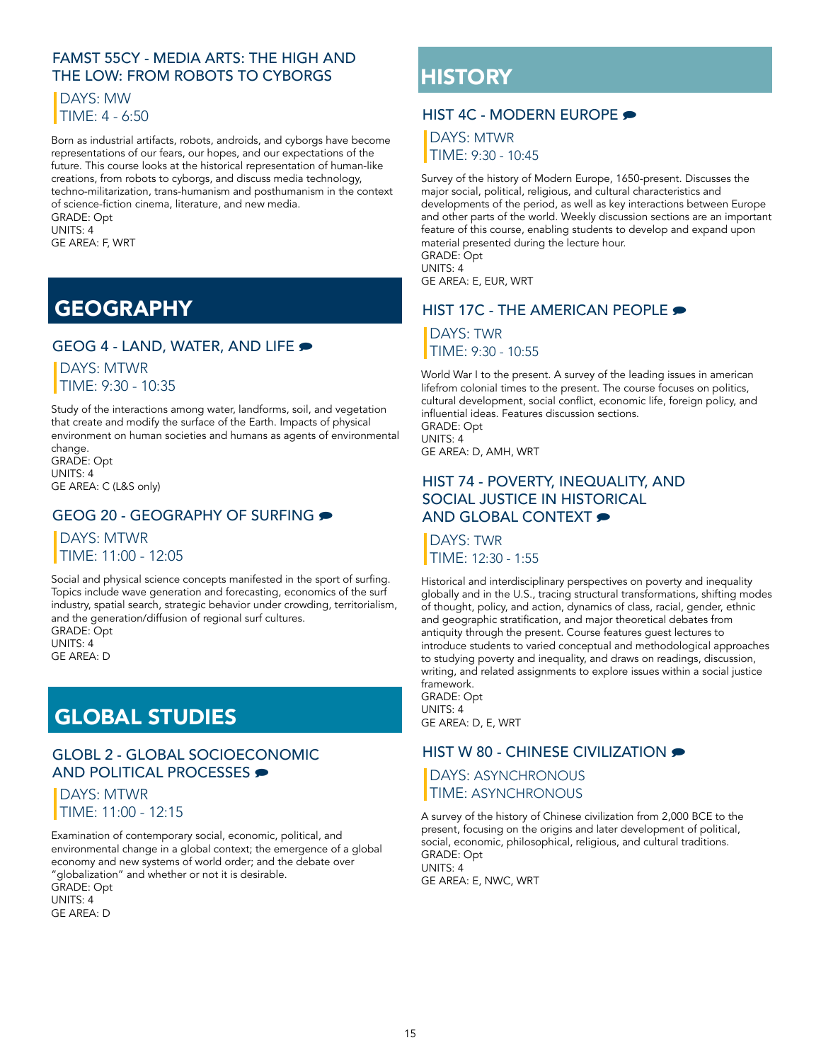### FAMST 55CY - MEDIA ARTS: THE HIGH AND THE LOW: FROM ROBOTS TO CYBORGS

DAYS: MW
TIME: 4 - 6:50

Born as industrial artifacts, robots, androids, and cyborgs have become representations of our fears, our hopes, and our expectations of the future. This course looks at the historical representation of human-like creations, from robots to cyborgs, and discuss media technology, techno-militarization, trans-humanism and posthumanism in the context of science-fiction cinema, literature, and new media.
GRADE: Opt
UNITS: 4
GE AREA: F, WRT

## GEOGRAPHY

### GEOG 4 - LAND, WATER, AND LIFE

DAYS: MTWR
TIME: 9:30 - 10:35

Study of the interactions among water, landforms, soil, and vegetation that create and modify the surface of the Earth. Impacts of physical environment on human societies and humans as agents of environmental change.
GRADE: Opt
UNITS: 4
GE AREA: C (L&S only)

### GEOG 20 - GEOGRAPHY OF SURFING

DAYS: MTWR
TIME: 11:00 - 12:05

Social and physical science concepts manifested in the sport of surfing. Topics include wave generation and forecasting, economics of the surf industry, spatial search, strategic behavior under crowding, territorialism, and the generation/diffusion of regional surf cultures.
GRADE: Opt
UNITS: 4
GE AREA: D

## GLOBAL STUDIES

### GLOBL 2 - GLOBAL SOCIOECONOMIC AND POLITICAL PROCESSES

DAYS: MTWR
TIME: 11:00 - 12:15

Examination of contemporary social, economic, political, and environmental change in a global context; the emergence of a global economy and new systems of world order; and the debate over "globalization" and whether or not it is desirable.
GRADE: Opt
UNITS: 4
GE AREA: D

## HISTORY

### HIST 4C - MODERN EUROPE

DAYS: MTWR
TIME: 9:30 - 10:45

Survey of the history of Modern Europe, 1650-present. Discusses the major social, political, religious, and cultural characteristics and developments of the period, as well as key interactions between Europe and other parts of the world. Weekly discussion sections are an important feature of this course, enabling students to develop and expand upon material presented during the lecture hour.
GRADE: Opt
UNITS: 4
GE AREA: E, EUR, WRT

### HIST 17C - THE AMERICAN PEOPLE

DAYS: TWR
TIME: 9:30 - 10:55

World War I to the present. A survey of the leading issues in american lifefrom colonial times to the present. The course focuses on politics, cultural development, social conflict, economic life, foreign policy, and influential ideas. Features discussion sections.
GRADE: Opt
UNITS: 4
GE AREA: D, AMH, WRT

### HIST 74 - POVERTY, INEQUALITY, AND SOCIAL JUSTICE IN HISTORICAL AND GLOBAL CONTEXT

DAYS: TWR
TIME: 12:30 - 1:55

Historical and interdisciplinary perspectives on poverty and inequality globally and in the U.S., tracing structural transformations, shifting modes of thought, policy, and action, dynamics of class, racial, gender, ethnic and geographic stratification, and major theoretical debates from antiquity through the present. Course features guest lectures to introduce students to varied conceptual and methodological approaches to studying poverty and inequality, and draws on readings, discussion, writing, and related assignments to explore issues within a social justice framework.
GRADE: Opt
UNITS: 4
GE AREA: D, E, WRT

### HIST W 80 - CHINESE CIVILIZATION

DAYS: ASYNCHRONOUS
TIME: ASYNCHRONOUS

A survey of the history of Chinese civilization from 2,000 BCE to the present, focusing on the origins and later development of political, social, economic, philosophical, religious, and cultural traditions.
GRADE: Opt
UNITS: 4
GE AREA: E, NWC, WRT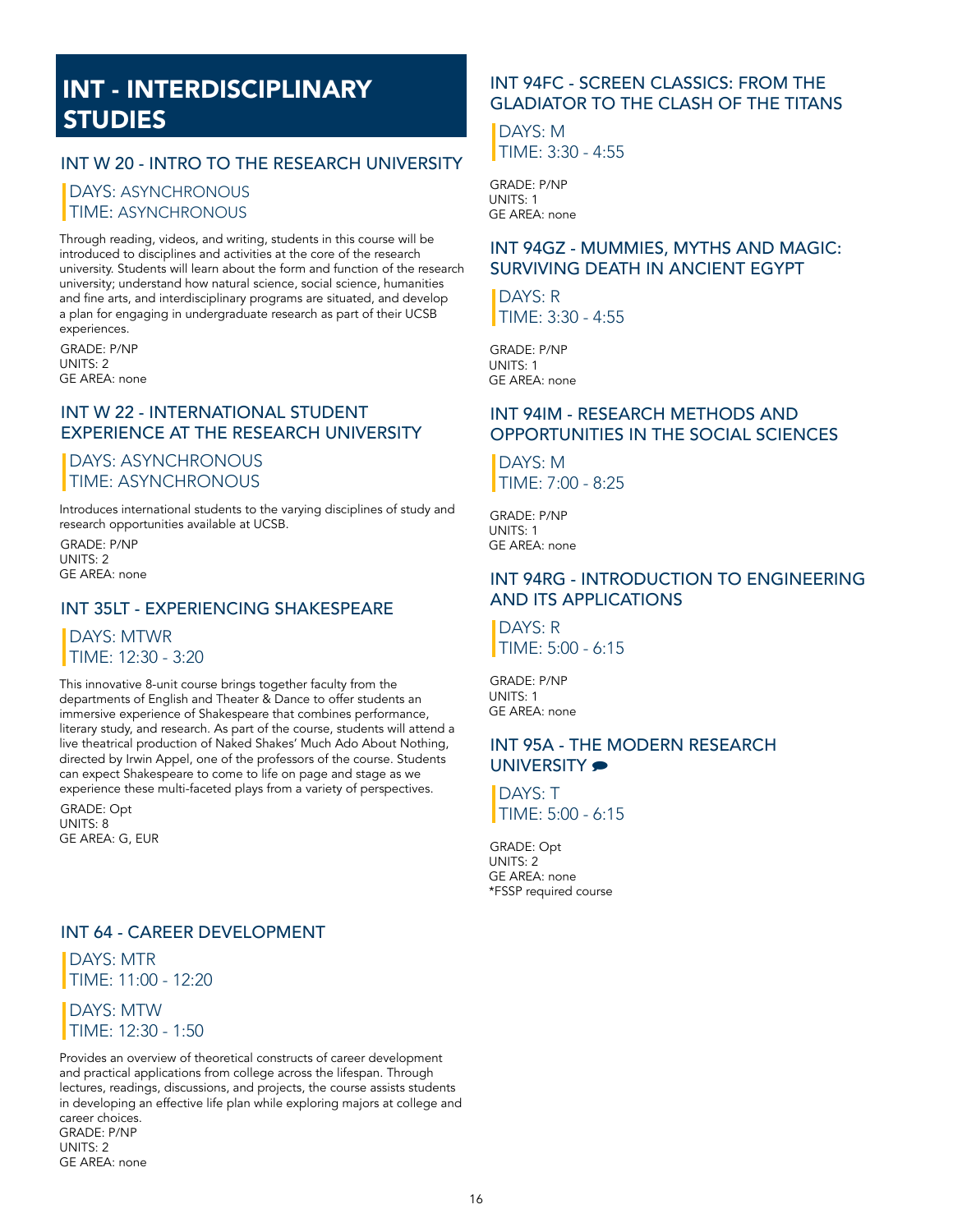# INT - INTERDISCIPLINARY STUDIES

## INT W 20 - INTRO TO THE RESEARCH UNIVERSITY

DAYS: ASYNCHRONOUS
TIME: ASYNCHRONOUS

Through reading, videos, and writing, students in this course will be introduced to disciplines and activities at the core of the research university. Students will learn about the form and function of the research university; understand how natural science, social science, humanities and fine arts, and interdisciplinary programs are situated, and develop a plan for engaging in undergraduate research as part of their UCSB experiences.

GRADE: P/NP
UNITS: 2
GE AREA: none

## INT W 22 - INTERNATIONAL STUDENT EXPERIENCE AT THE RESEARCH UNIVERSITY

DAYS: ASYNCHRONOUS
TIME: ASYNCHRONOUS

Introduces international students to the varying disciplines of study and research opportunities available at UCSB.

GRADE: P/NP
UNITS: 2
GE AREA: none

## INT 35LT - EXPERIENCING SHAKESPEARE

DAYS: MTWR
TIME: 12:30 - 3:20

This innovative 8-unit course brings together faculty from the departments of English and Theater & Dance to offer students an immersive experience of Shakespeare that combines performance, literary study, and research. As part of the course, students will attend a live theatrical production of Naked Shakes' Much Ado About Nothing, directed by Irwin Appel, one of the professors of the course. Students can expect Shakespeare to come to life on page and stage as we experience these multi-faceted plays from a variety of perspectives.

GRADE: Opt
UNITS: 8
GE AREA: G, EUR

## INT 64 - CAREER DEVELOPMENT

DAYS: MTR
TIME: 11:00 - 12:20

DAYS: MTW
TIME: 12:30 - 1:50

Provides an overview of theoretical constructs of career development and practical applications from college across the lifespan. Through lectures, readings, discussions, and projects, the course assists students in developing an effective life plan while exploring majors at college and career choices.
GRADE: P/NP
UNITS: 2
GE AREA: none

## INT 94FC - SCREEN CLASSICS: FROM THE GLADIATOR TO THE CLASH OF THE TITANS

DAYS: M
TIME: 3:30 - 4:55

GRADE: P/NP
UNITS: 1
GE AREA: none

## INT 94GZ - MUMMIES, MYTHS AND MAGIC: SURVIVING DEATH IN ANCIENT EGYPT

DAYS: R
TIME: 3:30 - 4:55

GRADE: P/NP
UNITS: 1
GE AREA: none

## INT 94IM - RESEARCH METHODS AND OPPORTUNITIES IN THE SOCIAL SCIENCES

DAYS: M
TIME: 7:00 - 8:25

GRADE: P/NP
UNITS: 1
GE AREA: none

## INT 94RG - INTRODUCTION TO ENGINEERING AND ITS APPLICATIONS

DAYS: R
TIME: 5:00 - 6:15

GRADE: P/NP
UNITS: 1
GE AREA: none

## INT 95A - THE MODERN RESEARCH UNIVERSITY

DAYS: T
TIME: 5:00 - 6:15

GRADE: Opt
UNITS: 2
GE AREA: none
*FSSP required course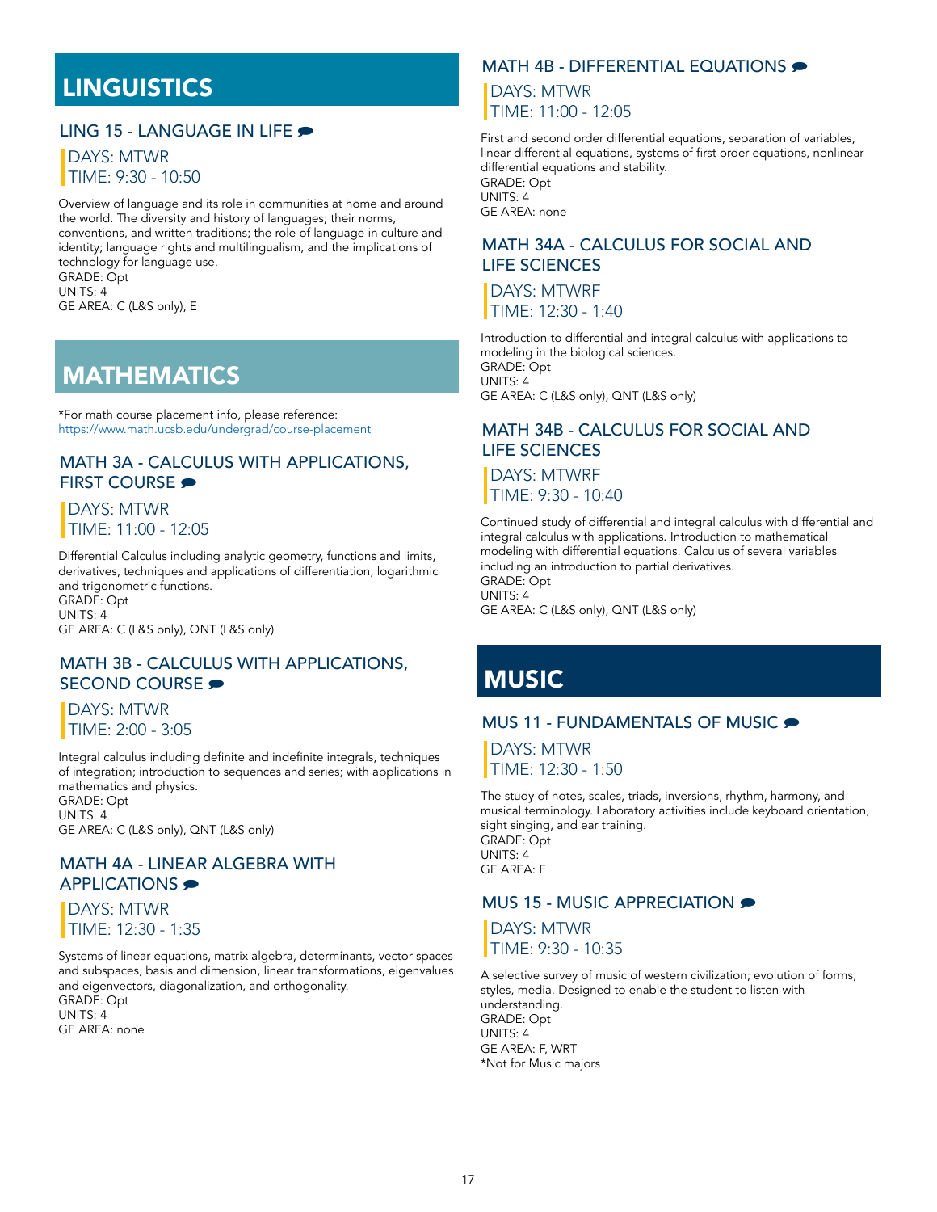# LINGUISTICS

### LING 15 - LANGUAGE IN LIFE

DAYS: MTWR
TIME: 9:30 - 10:50

Overview of language and its role in communities at home and around the world. The diversity and history of languages; their norms, conventions, and written traditions; the role of language in culture and identity; language rights and multilingualism, and the implications of technology for language use.
GRADE: Opt
UNITS: 4
GE AREA: C (L&S only), E

# MATHEMATICS

*For math course placement info, please reference:
https://www.math.ucsb.edu/undergrad/course-placement

### MATH 3A - CALCULUS WITH APPLICATIONS, FIRST COURSE

DAYS: MTWR
TIME: 11:00 - 12:05

Differential Calculus including analytic geometry, functions and limits, derivatives, techniques and applications of differentiation, logarithmic and trigonometric functions.
GRADE: Opt
UNITS: 4
GE AREA: C (L&S only), QNT (L&S only)

### MATH 3B - CALCULUS WITH APPLICATIONS, SECOND COURSE

DAYS: MTWR
TIME: 2:00 - 3:05

Integral calculus including definite and indefinite integrals, techniques of integration; introduction to sequences and series; with applications in mathematics and physics.
GRADE: Opt
UNITS: 4
GE AREA: C (L&S only), QNT (L&S only)

### MATH 4A - LINEAR ALGEBRA WITH APPLICATIONS

DAYS: MTWR
TIME: 12:30 - 1:35

Systems of linear equations, matrix algebra, determinants, vector spaces and subspaces, basis and dimension, linear transformations, eigenvalues and eigenvectors, diagonalization, and orthogonality.
GRADE: Opt
UNITS: 4
GE AREA: none

### MATH 4B - DIFFERENTIAL EQUATIONS

DAYS: MTWR
TIME: 11:00 - 12:05

First and second order differential equations, separation of variables, linear differential equations, systems of first order equations, nonlinear differential equations and stability.
GRADE: Opt
UNITS: 4
GE AREA: none

### MATH 34A - CALCULUS FOR SOCIAL AND LIFE SCIENCES

DAYS: MTWRF
TIME: 12:30 - 1:40

Introduction to differential and integral calculus with applications to modeling in the biological sciences.
GRADE: Opt
UNITS: 4
GE AREA: C (L&S only), QNT (L&S only)

### MATH 34B - CALCULUS FOR SOCIAL AND LIFE SCIENCES

DAYS: MTWRF
TIME: 9:30 - 10:40

Continued study of differential and integral calculus with differential and integral calculus with applications. Introduction to mathematical modeling with differential equations. Calculus of several variables including an introduction to partial derivatives.
GRADE: Opt
UNITS: 4
GE AREA: C (L&S only), QNT (L&S only)

# MUSIC

### MUS 11 - FUNDAMENTALS OF MUSIC

DAYS: MTWR
TIME: 12:30 - 1:50

The study of notes, scales, triads, inversions, rhythm, harmony, and musical terminology. Laboratory activities include keyboard orientation, sight singing, and ear training.
GRADE: Opt
UNITS: 4
GE AREA: F

### MUS 15 - MUSIC APPRECIATION

DAYS: MTWR
TIME: 9:30 - 10:35

A selective survey of music of western civilization; evolution of forms, styles, media. Designed to enable the student to listen with understanding.
GRADE: Opt
UNITS: 4
GE AREA: F, WRT
*Not for Music majors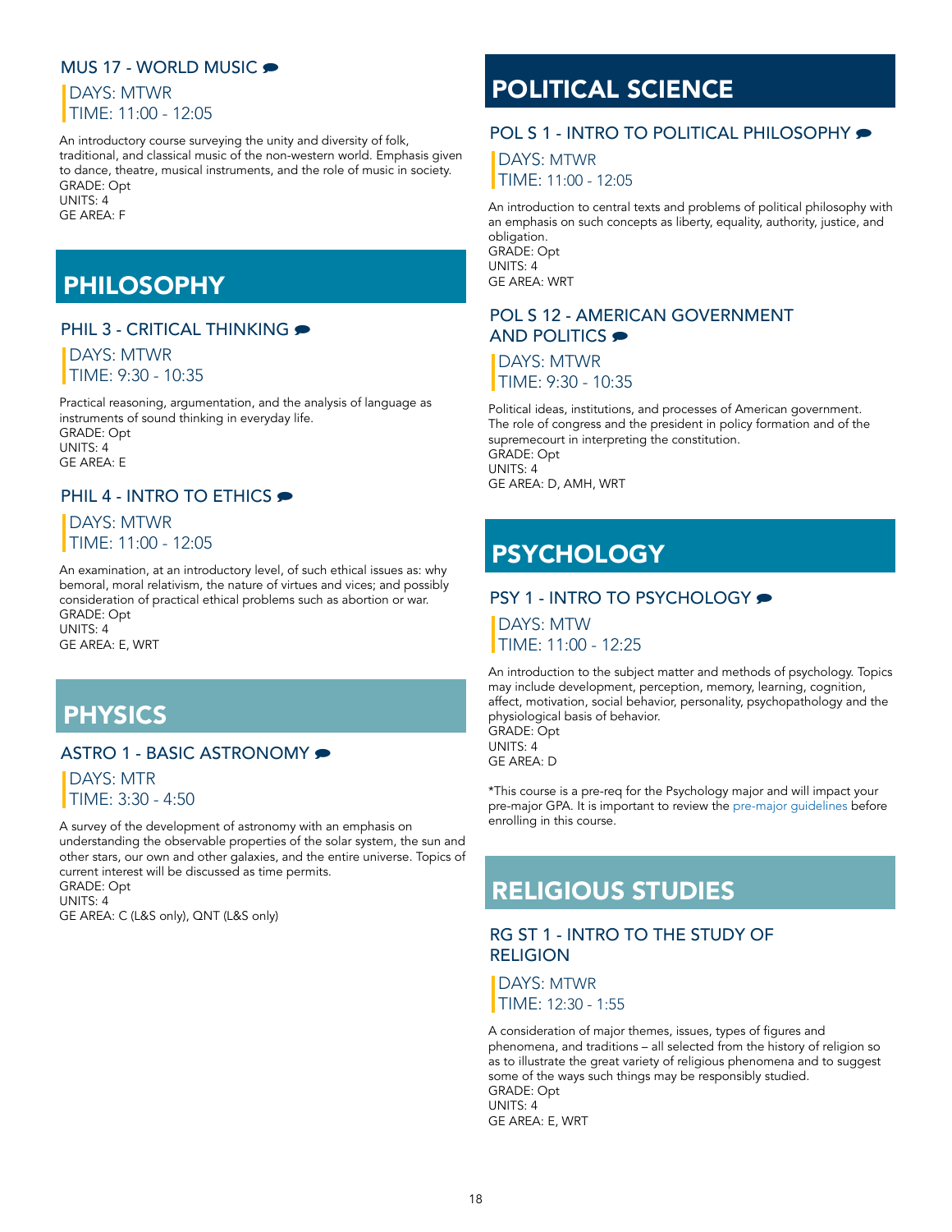### MUS 17 - WORLD MUSIC

DAYS: MTWR
TIME: 11:00 - 12:05

An introductory course surveying the unity and diversity of folk, traditional, and classical music of the non-western world. Emphasis given to dance, theatre, musical instruments, and the role of music in society.
GRADE: Opt
UNITS: 4
GE AREA: F

## PHILOSOPHY

### PHIL 3 - CRITICAL THINKING

DAYS: MTWR
TIME: 9:30 - 10:35

Practical reasoning, argumentation, and the analysis of language as instruments of sound thinking in everyday life.
GRADE: Opt
UNITS: 4
GE AREA: E

### PHIL 4 - INTRO TO ETHICS

DAYS: MTWR
TIME: 11:00 - 12:05

An examination, at an introductory level, of such ethical issues as: why bemoral, moral relativism, the nature of virtues and vices; and possibly consideration of practical ethical problems such as abortion or war.
GRADE: Opt
UNITS: 4
GE AREA: E, WRT

## PHYSICS

### ASTRO 1 - BASIC ASTRONOMY

DAYS: MTR
TIME: 3:30 - 4:50

A survey of the development of astronomy with an emphasis on understanding the observable properties of the solar system, the sun and other stars, our own and other galaxies, and the entire universe. Topics of current interest will be discussed as time permits.
GRADE: Opt
UNITS: 4
GE AREA: C (L&S only), QNT (L&S only)

## POLITICAL SCIENCE

### POL S 1 - INTRO TO POLITICAL PHILOSOPHY

DAYS: MTWR
TIME: 11:00 - 12:05

An introduction to central texts and problems of political philosophy with an emphasis on such concepts as liberty, equality, authority, justice, and obligation.
GRADE: Opt
UNITS: 4
GE AREA: WRT

### POL S 12 - AMERICAN GOVERNMENT AND POLITICS

DAYS: MTWR
TIME: 9:30 - 10:35

Political ideas, institutions, and processes of American government. The role of congress and the president in policy formation and of the supremecourt in interpreting the constitution.
GRADE: Opt
UNITS: 4
GE AREA: D, AMH, WRT

## PSYCHOLOGY

### PSY 1 - INTRO TO PSYCHOLOGY

DAYS: MTW
TIME: 11:00 - 12:25

An introduction to the subject matter and methods of psychology. Topics may include development, perception, memory, learning, cognition, affect, motivation, social behavior, personality, psychopathology and the physiological basis of behavior.
GRADE: Opt
UNITS: 4
GE AREA: D

*This course is a pre-req for the Psychology major and will impact your pre-major GPA. It is important to review the pre-major guidelines before enrolling in this course.

## RELIGIOUS STUDIES

### RG ST 1 - INTRO TO THE STUDY OF RELIGION

DAYS: MTWR
TIME: 12:30 - 1:55

A consideration of major themes, issues, types of figures and phenomena, and traditions – all selected from the history of religion so as to illustrate the great variety of religious phenomena and to suggest some of the ways such things may be responsibly studied.
GRADE: Opt
UNITS: 4
GE AREA: E, WRT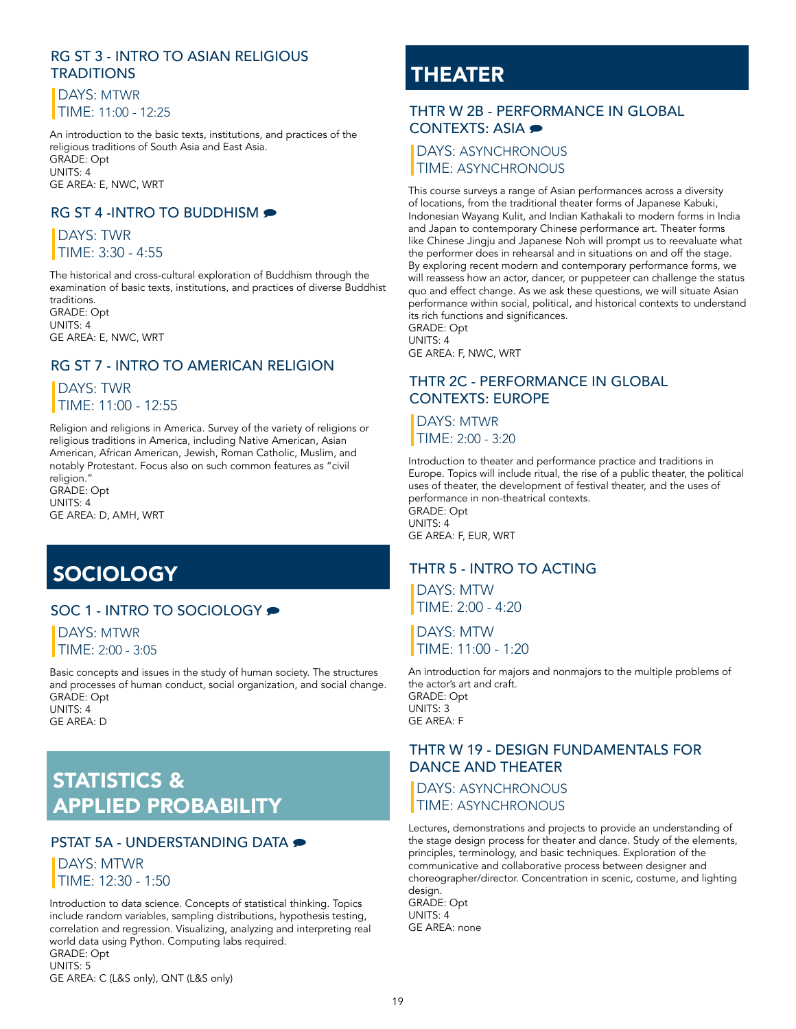### RG ST 3 - INTRO TO ASIAN RELIGIOUS TRADITIONS

DAYS: MTWR
TIME: 11:00 - 12:25

An introduction to the basic texts, institutions, and practices of the religious traditions of South Asia and East Asia.
GRADE: Opt
UNITS: 4
GE AREA: E, NWC, WRT

### RG ST 4 -INTRO TO BUDDHISM

DAYS: TWR
TIME: 3:30 - 4:55

The historical and cross-cultural exploration of Buddhism through the examination of basic texts, institutions, and practices of diverse Buddhist traditions.
GRADE: Opt
UNITS: 4
GE AREA: E, NWC, WRT

### RG ST 7 - INTRO TO AMERICAN RELIGION

DAYS: TWR
TIME: 11:00 - 12:55

Religion and religions in America. Survey of the variety of religions or religious traditions in America, including Native American, Asian American, African American, Jewish, Roman Catholic, Muslim, and notably Protestant. Focus also on such common features as "civil religion."
GRADE: Opt
UNITS: 4
GE AREA: D, AMH, WRT

## SOCIOLOGY

### SOC 1 - INTRO TO SOCIOLOGY

DAYS: MTWR
TIME: 2:00 - 3:05

Basic concepts and issues in the study of human society. The structures and processes of human conduct, social organization, and social change.
GRADE: Opt
UNITS: 4
GE AREA: D

## STATISTICS & APPLIED PROBABILITY

### PSTAT 5A - UNDERSTANDING DATA

DAYS: MTWR
TIME: 12:30 - 1:50

Introduction to data science. Concepts of statistical thinking. Topics include random variables, sampling distributions, hypothesis testing, correlation and regression. Visualizing, analyzing and interpreting real world data using Python. Computing labs required.
GRADE: Opt
UNITS: 5
GE AREA: C (L&S only), QNT (L&S only)

## THEATER

### THTR W 2B - PERFORMANCE IN GLOBAL CONTEXTS: ASIA

DAYS: ASYNCHRONOUS
TIME: ASYNCHRONOUS

This course surveys a range of Asian performances across a diversity of locations, from the traditional theater forms of Japanese Kabuki, Indonesian Wayang Kulit, and Indian Kathakali to modern forms in India and Japan to contemporary Chinese performance art. Theater forms like Chinese Jingju and Japanese Noh will prompt us to reevaluate what the performer does in rehearsal and in situations on and off the stage. By exploring recent modern and contemporary performance forms, we will reassess how an actor, dancer, or puppeteer can challenge the status quo and effect change. As we ask these questions, we will situate Asian performance within social, political, and historical contexts to understand its rich functions and significances.
GRADE: Opt
UNITS: 4
GE AREA: F, NWC, WRT

### THTR 2C - PERFORMANCE IN GLOBAL CONTEXTS: EUROPE

DAYS: MTWR
TIME: 2:00 - 3:20

Introduction to theater and performance practice and traditions in Europe. Topics will include ritual, the rise of a public theater, the political uses of theater, the development of festival theater, and the uses of performance in non-theatrical contexts.
GRADE: Opt
UNITS: 4
GE AREA: F, EUR, WRT

### THTR 5 - INTRO TO ACTING

DAYS: MTW
TIME: 2:00 - 4:20

DAYS: MTW
TIME: 11:00 - 1:20

An introduction for majors and nonmajors to the multiple problems of the actor's art and craft.
GRADE: Opt
UNITS: 3
GE AREA: F

### THTR W 19 - DESIGN FUNDAMENTALS FOR DANCE AND THEATER

DAYS: ASYNCHRONOUS
TIME: ASYNCHRONOUS

Lectures, demonstrations and projects to provide an understanding of the stage design process for theater and dance. Study of the elements, principles, terminology, and basic techniques. Exploration of the communicative and collaborative process between designer and choreographer/director. Concentration in scenic, costume, and lighting design.
GRADE: Opt
UNITS: 4
GE AREA: none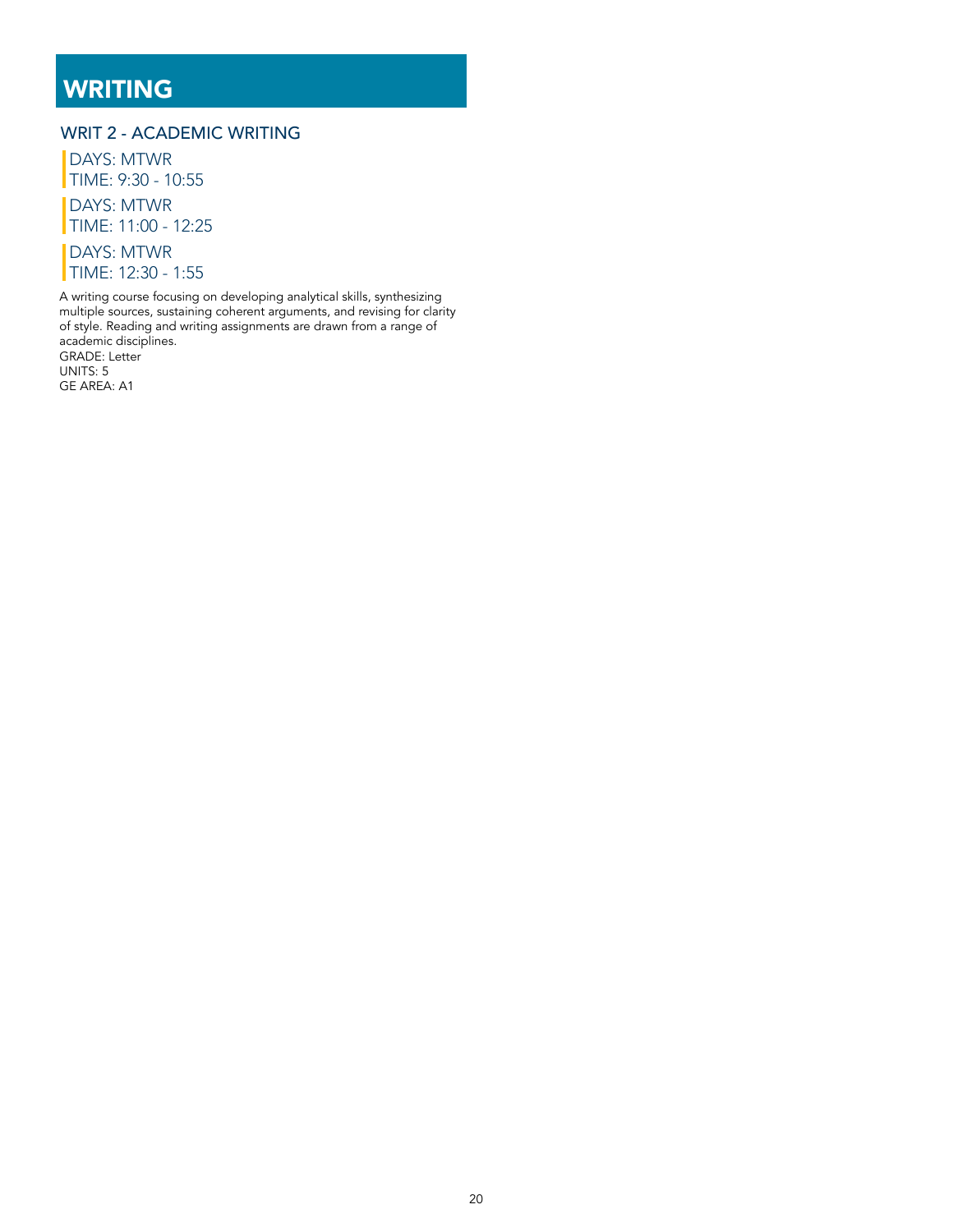# WRITING

## WRIT 2 - ACADEMIC WRITING

DAYS: MTWR
TIME: 9:30 - 10:55

DAYS: MTWR
TIME: 11:00 - 12:25

DAYS: MTWR
TIME: 12:30 - 1:55

A writing course focusing on developing analytical skills, synthesizing multiple sources, sustaining coherent arguments, and revising for clarity of style. Reading and writing assignments are drawn from a range of academic disciplines.
GRADE: Letter
UNITS: 5
GE AREA: A1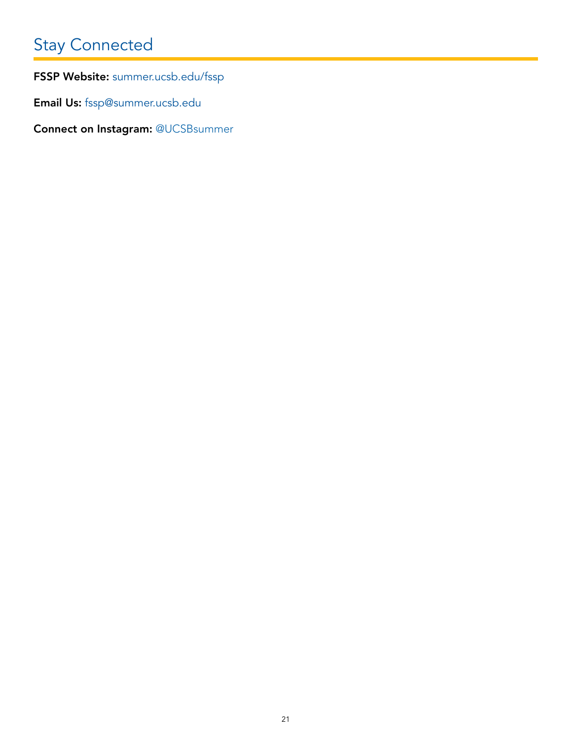# Stay Connected

**FSSP Website:** summer.ucsb.edu/fssp

**Email Us:** fssp@summer.ucsb.edu

**Connect on Instagram:** @UCSBsummer